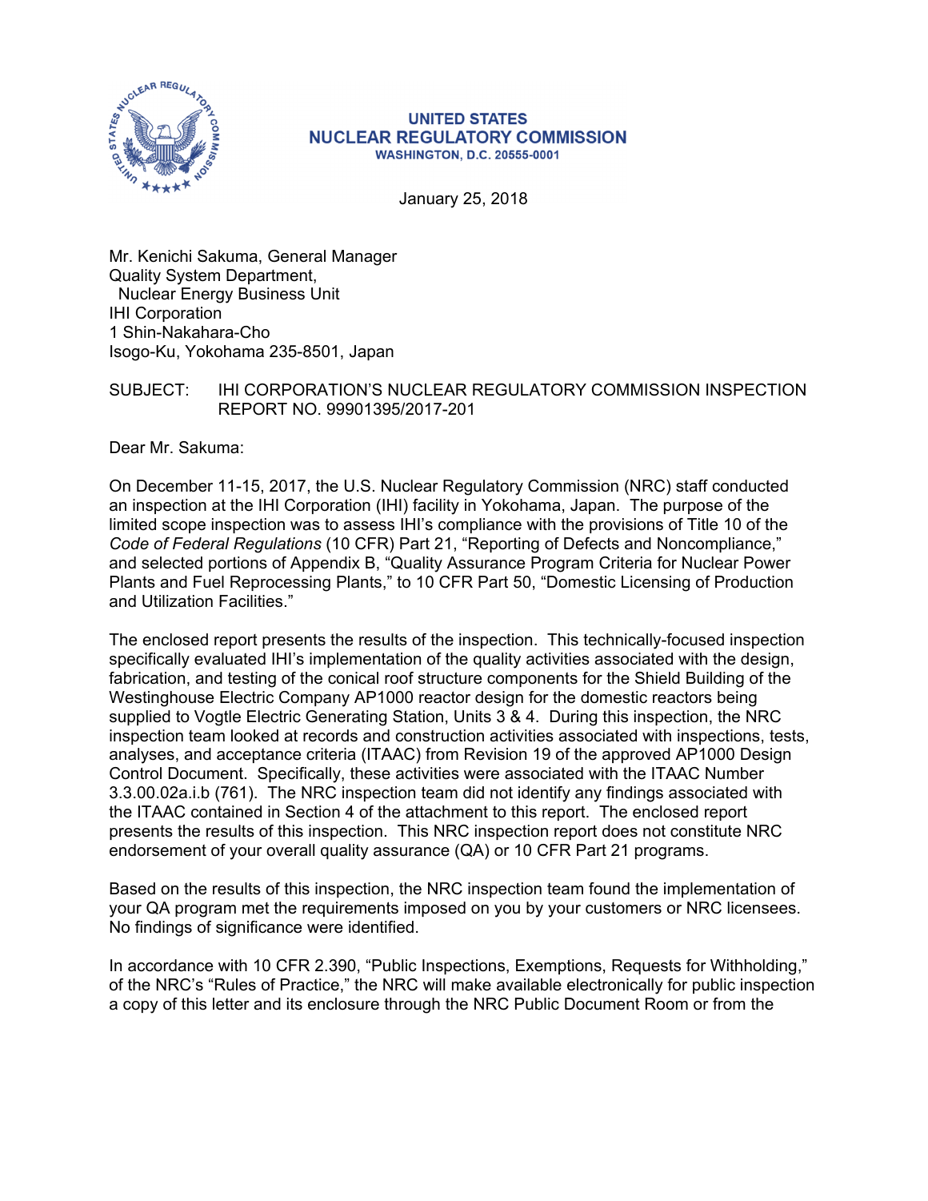**UNITED STATES**
**NUCLEAR REGULATORY COMMISSION**
**WASHINGTON, D.C. 20555-0001**

January 25, 2018

Mr. Kenichi Sakuma, General Manager
Quality System Department,
Nuclear Energy Business Unit
IHI Corporation
1 Shin-Nakahara-Cho
Isogo-Ku, Yokohama 235-8501, Japan

SUBJECT: IHI CORPORATION'S NUCLEAR REGULATORY COMMISSION INSPECTION REPORT NO. 99901395/2017-201

Dear Mr. Sakuma:

On December 11-15, 2017, the U.S. Nuclear Regulatory Commission (NRC) staff conducted an inspection at the IHI Corporation (IHI) facility in Yokohama, Japan. The purpose of the limited scope inspection was to assess IHI's compliance with the provisions of Title 10 of the *Code of Federal Regulations* (10 CFR) Part 21, "Reporting of Defects and Noncompliance," and selected portions of Appendix B, "Quality Assurance Program Criteria for Nuclear Power Plants and Fuel Reprocessing Plants," to 10 CFR Part 50, "Domestic Licensing of Production and Utilization Facilities."

The enclosed report presents the results of the inspection. This technically-focused inspection specifically evaluated IHI's implementation of the quality activities associated with the design, fabrication, and testing of the conical roof structure components for the Shield Building of the Westinghouse Electric Company AP1000 reactor design for the domestic reactors being supplied to Vogtle Electric Generating Station, Units 3 & 4. During this inspection, the NRC inspection team looked at records and construction activities associated with inspections, tests, analyses, and acceptance criteria (ITAAC) from Revision 19 of the approved AP1000 Design Control Document. Specifically, these activities were associated with the ITAAC Number 3.3.00.02a.i.b (761). The NRC inspection team did not identify any findings associated with the ITAAC contained in Section 4 of the attachment to this report. The enclosed report presents the results of this inspection. This NRC inspection report does not constitute NRC endorsement of your overall quality assurance (QA) or 10 CFR Part 21 programs.

Based on the results of this inspection, the NRC inspection team found the implementation of your QA program met the requirements imposed on you by your customers or NRC licensees. No findings of significance were identified.

In accordance with 10 CFR 2.390, "Public Inspections, Exemptions, Requests for Withholding," of the NRC's "Rules of Practice," the NRC will make available electronically for public inspection a copy of this letter and its enclosure through the NRC Public Document Room or from the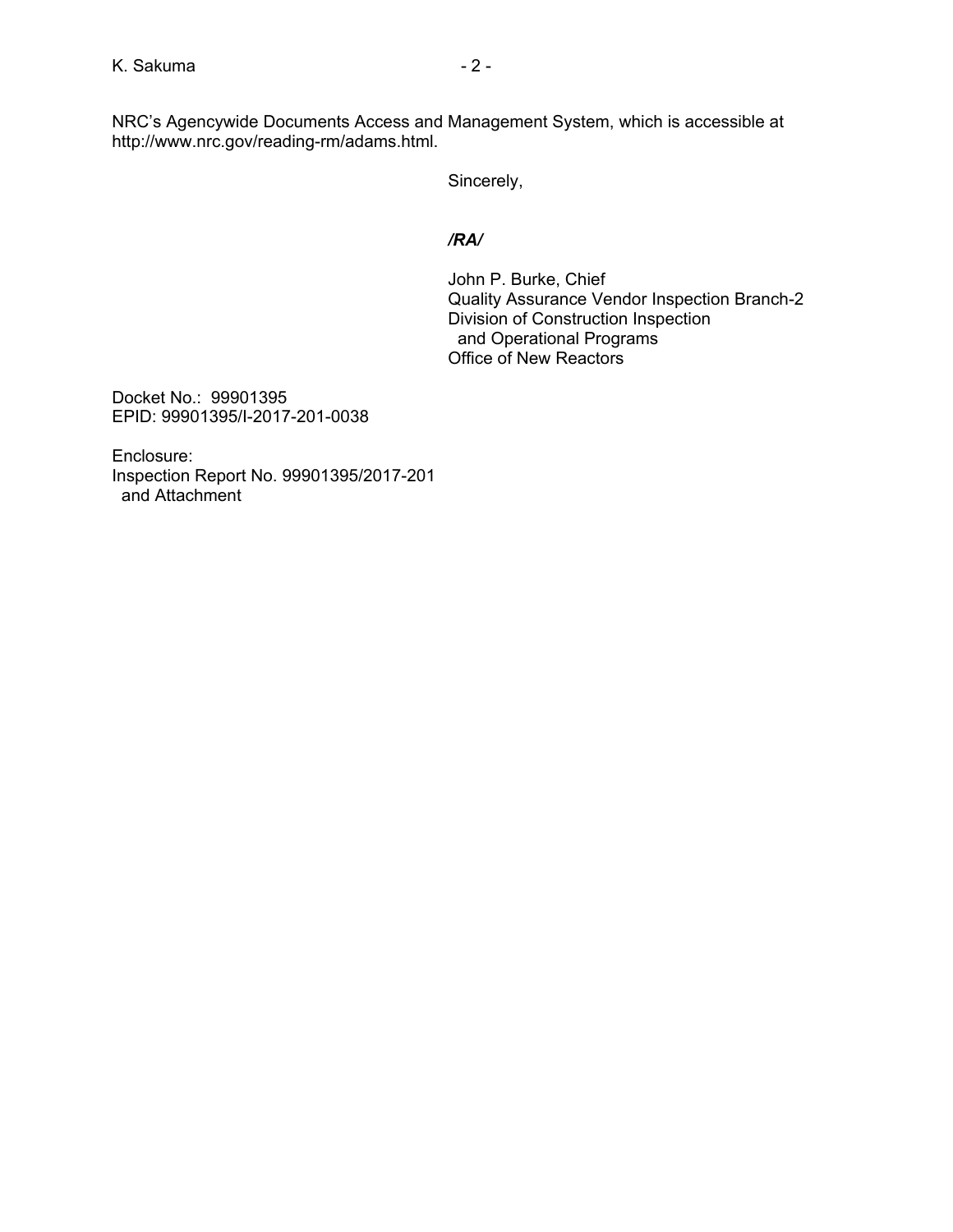NRC's Agencywide Documents Access and Management System, which is accessible at http://www.nrc.gov/reading-rm/adams.html.

Sincerely,

***/RA/***

John P. Burke, Chief
Quality Assurance Vendor Inspection Branch-2
Division of Construction Inspection
 and Operational Programs
Office of New Reactors

Docket No.: 99901395
EPID: 99901395/I-2017-201-0038

Enclosure:
Inspection Report No. 99901395/2017-201
 and Attachment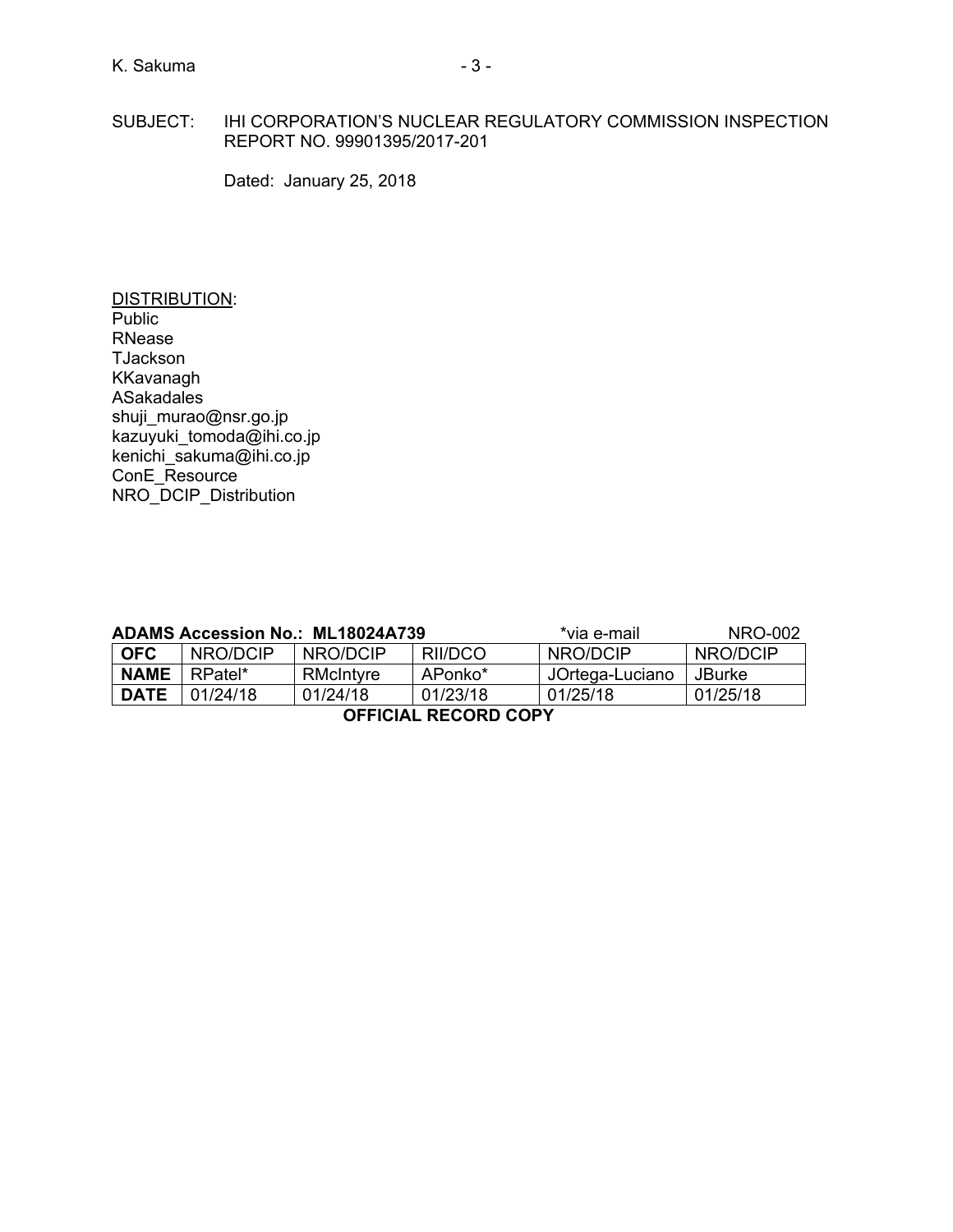SUBJECT: IHI CORPORATION'S NUCLEAR REGULATORY COMMISSION INSPECTION REPORT NO. 99901395/2017-201

Dated: January 25, 2018

<u>DISTRIBUTION</u>:
Public
RNease
TJackson
KKavanagh
ASakadales
shuji_murao@nsr.go.jp
kazuyuki_tomoda@ihi.co.jp
kenichi_sakuma@ihi.co.jp
ConE_Resource
NRO_DCIP_Distribution

**ADAMS Accession No.: ML18024A739** *via e-mail NRO-002

| **OFC** | NRO/DCIP | NRO/DCIP | RII/DCO | NRO/DCIP | NRO/DCIP |
|---|---|---|---|---|---|
| **NAME** | RPatel* | RMcIntyre | APonko* | JOrtega-Luciano | JBurke |
| **DATE** | 01/24/18 | 01/24/18 | 01/23/18 | 01/25/18 | 01/25/18 |

**OFFICIAL RECORD COPY**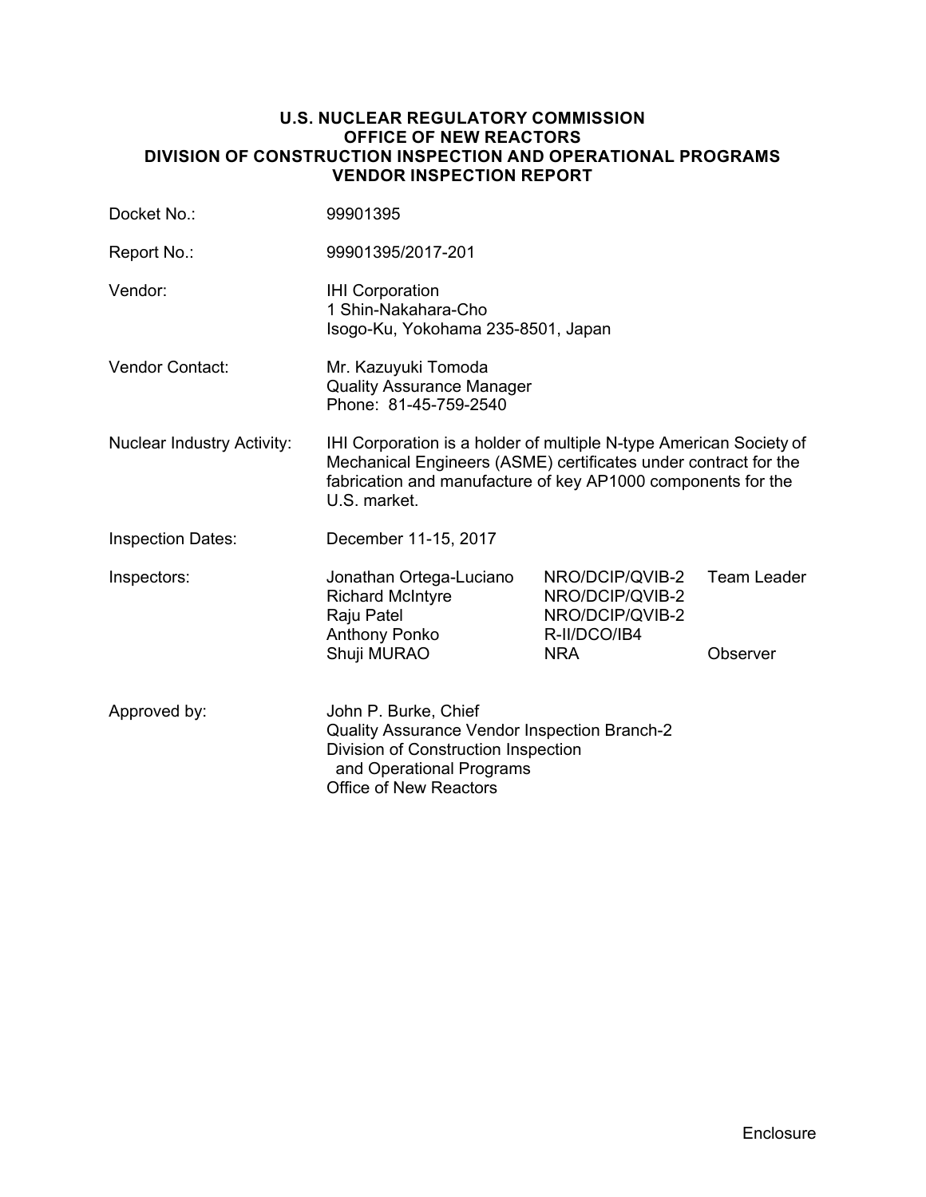**U.S. NUCLEAR REGULATORY COMMISSION**
**OFFICE OF NEW REACTORS**
**DIVISION OF CONSTRUCTION INSPECTION AND OPERATIONAL PROGRAMS**
**VENDOR INSPECTION REPORT**

| | |
|---|---|
| Docket No.: | 99901395 |
| Report No.: | 99901395/2017-201 |
| Vendor: | IHI Corporation<br>1 Shin-Nakahara-Cho<br>Isogo-Ku, Yokohama 235-8501, Japan |
| Vendor Contact: | Mr. Kazuyuki Tomoda<br>Quality Assurance Manager<br>Phone: 81-45-759-2540 |
| Nuclear Industry Activity: | IHI Corporation is a holder of multiple N-type American Society of Mechanical Engineers (ASME) certificates under contract for the fabrication and manufacture of key AP1000 components for the U.S. market. |
| Inspection Dates: | December 11-15, 2017 |

| Inspectors: | | | |
|---|---|---|---|
| | Jonathan Ortega-Luciano | NRO/DCIP/QVIB-2 | Team Leader |
| | Richard McIntyre | NRO/DCIP/QVIB-2 | |
| | Raju Patel | NRO/DCIP/QVIB-2 | |
| | Anthony Ponko | R-II/DCO/IB4 | |
| | Shuji MURAO | NRA | Observer |

Approved by: John P. Burke, Chief
Quality Assurance Vendor Inspection Branch-2
Division of Construction Inspection
and Operational Programs
Office of New Reactors

Enclosure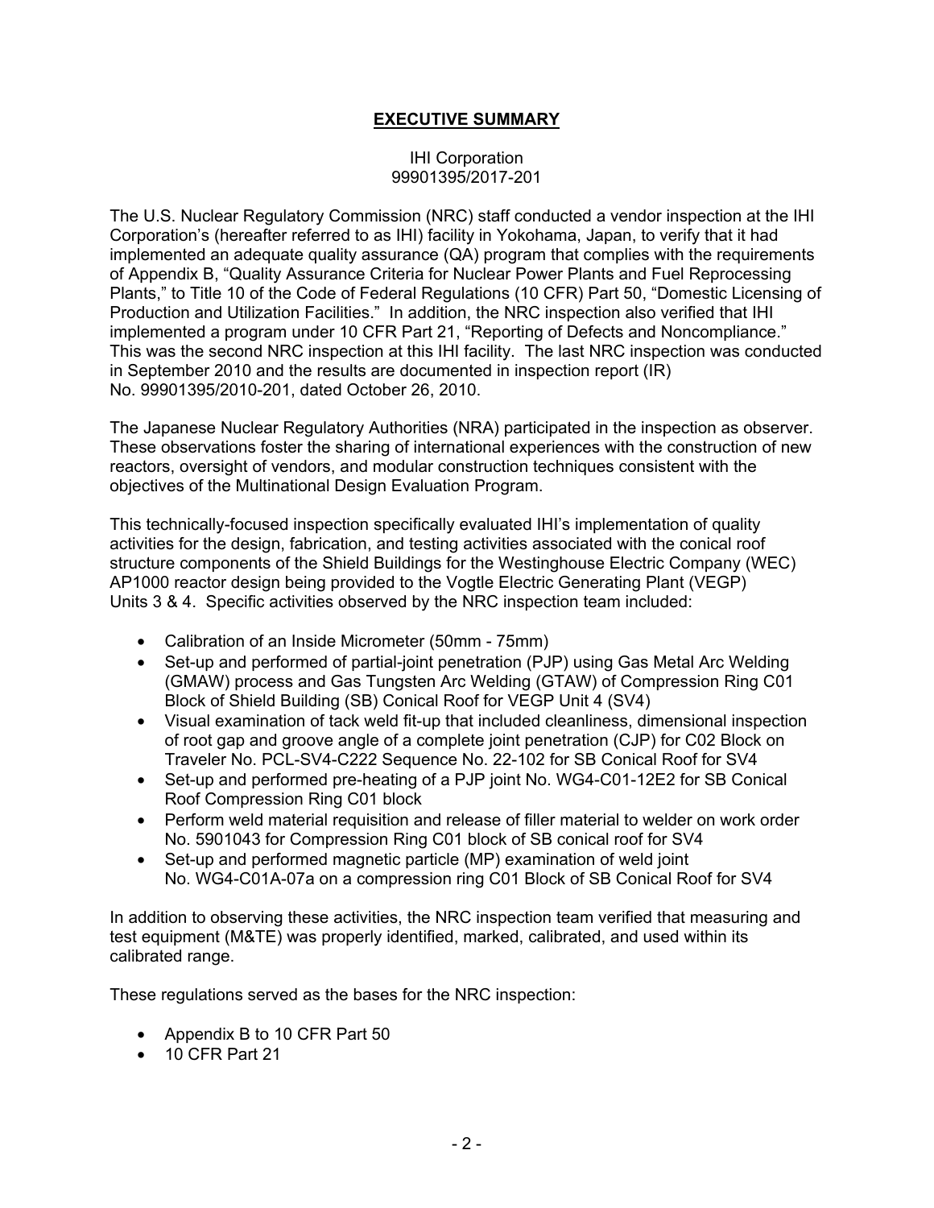## **EXECUTIVE SUMMARY**

IHI Corporation
99901395/2017-201

The U.S. Nuclear Regulatory Commission (NRC) staff conducted a vendor inspection at the IHI Corporation's (hereafter referred to as IHI) facility in Yokohama, Japan, to verify that it had implemented an adequate quality assurance (QA) program that complies with the requirements of Appendix B, "Quality Assurance Criteria for Nuclear Power Plants and Fuel Reprocessing Plants," to Title 10 of the Code of Federal Regulations (10 CFR) Part 50, "Domestic Licensing of Production and Utilization Facilities." In addition, the NRC inspection also verified that IHI implemented a program under 10 CFR Part 21, "Reporting of Defects and Noncompliance." This was the second NRC inspection at this IHI facility. The last NRC inspection was conducted in September 2010 and the results are documented in inspection report (IR) No. 99901395/2010-201, dated October 26, 2010.

The Japanese Nuclear Regulatory Authorities (NRA) participated in the inspection as observer. These observations foster the sharing of international experiences with the construction of new reactors, oversight of vendors, and modular construction techniques consistent with the objectives of the Multinational Design Evaluation Program.

This technically-focused inspection specifically evaluated IHI's implementation of quality activities for the design, fabrication, and testing activities associated with the conical roof structure components of the Shield Buildings for the Westinghouse Electric Company (WEC) AP1000 reactor design being provided to the Vogtle Electric Generating Plant (VEGP) Units 3 & 4. Specific activities observed by the NRC inspection team included:

- Calibration of an Inside Micrometer (50mm - 75mm)
- Set-up and performed of partial-joint penetration (PJP) using Gas Metal Arc Welding (GMAW) process and Gas Tungsten Arc Welding (GTAW) of Compression Ring C01 Block of Shield Building (SB) Conical Roof for VEGP Unit 4 (SV4)
- Visual examination of tack weld fit-up that included cleanliness, dimensional inspection of root gap and groove angle of a complete joint penetration (CJP) for C02 Block on Traveler No. PCL-SV4-C222 Sequence No. 22-102 for SB Conical Roof for SV4
- Set-up and performed pre-heating of a PJP joint No. WG4-C01-12E2 for SB Conical Roof Compression Ring C01 block
- Perform weld material requisition and release of filler material to welder on work order No. 5901043 for Compression Ring C01 block of SB conical roof for SV4
- Set-up and performed magnetic particle (MP) examination of weld joint No. WG4-C01A-07a on a compression ring C01 Block of SB Conical Roof for SV4

In addition to observing these activities, the NRC inspection team verified that measuring and test equipment (M&TE) was properly identified, marked, calibrated, and used within its calibrated range.

These regulations served as the bases for the NRC inspection:

- Appendix B to 10 CFR Part 50
- 10 CFR Part 21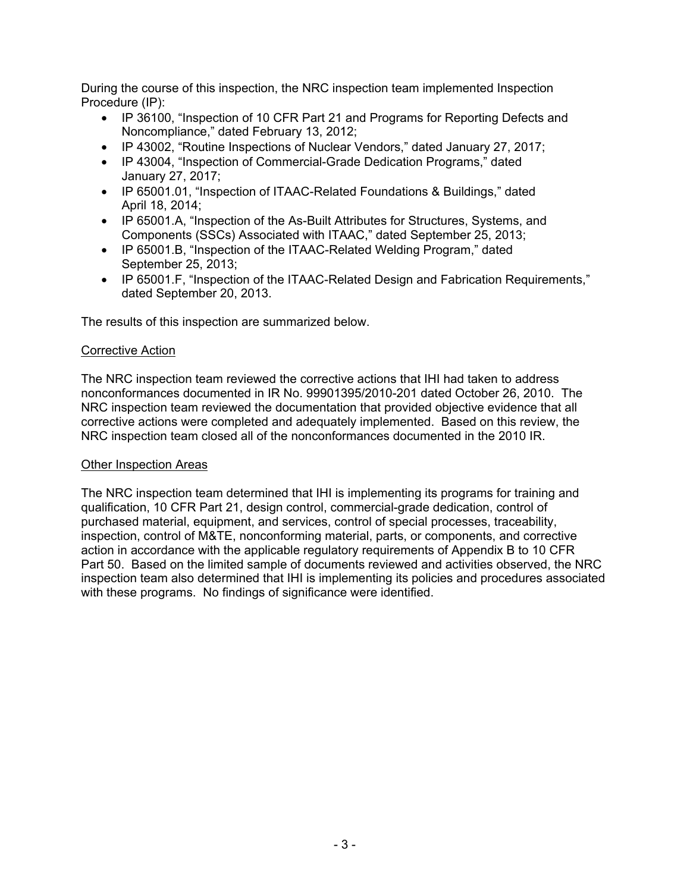During the course of this inspection, the NRC inspection team implemented Inspection Procedure (IP):

- IP 36100, “Inspection of 10 CFR Part 21 and Programs for Reporting Defects and Noncompliance,” dated February 13, 2012;
- IP 43002, “Routine Inspections of Nuclear Vendors,” dated January 27, 2017;
- IP 43004, “Inspection of Commercial-Grade Dedication Programs,” dated January 27, 2017;
- IP 65001.01, “Inspection of ITAAC-Related Foundations & Buildings,” dated April 18, 2014;
- IP 65001.A, “Inspection of the As-Built Attributes for Structures, Systems, and Components (SSCs) Associated with ITAAC,” dated September 25, 2013;
- IP 65001.B, “Inspection of the ITAAC-Related Welding Program,” dated September 25, 2013;
- IP 65001.F, “Inspection of the ITAAC-Related Design and Fabrication Requirements,” dated September 20, 2013.

The results of this inspection are summarized below.

Corrective Action

The NRC inspection team reviewed the corrective actions that IHI had taken to address nonconformances documented in IR No. 99901395/2010-201 dated October 26, 2010. The NRC inspection team reviewed the documentation that provided objective evidence that all corrective actions were completed and adequately implemented. Based on this review, the NRC inspection team closed all of the nonconformances documented in the 2010 IR.

Other Inspection Areas

The NRC inspection team determined that IHI is implementing its programs for training and qualification, 10 CFR Part 21, design control, commercial-grade dedication, control of purchased material, equipment, and services, control of special processes, traceability, inspection, control of M&TE, nonconforming material, parts, or components, and corrective action in accordance with the applicable regulatory requirements of Appendix B to 10 CFR Part 50. Based on the limited sample of documents reviewed and activities observed, the NRC inspection team also determined that IHI is implementing its policies and procedures associated with these programs. No findings of significance were identified.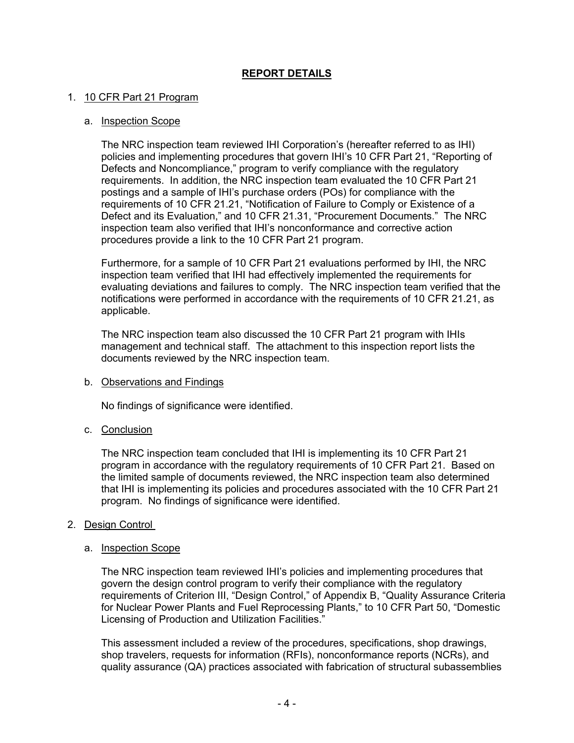## REPORT DETAILS

1. 10 CFR Part 21 Program

   a. Inspection Scope

   The NRC inspection team reviewed IHI Corporation's (hereafter referred to as IHI) policies and implementing procedures that govern IHI's 10 CFR Part 21, "Reporting of Defects and Noncompliance," program to verify compliance with the regulatory requirements. In addition, the NRC inspection team evaluated the 10 CFR Part 21 postings and a sample of IHI's purchase orders (POs) for compliance with the requirements of 10 CFR 21.21, "Notification of Failure to Comply or Existence of a Defect and its Evaluation," and 10 CFR 21.31, "Procurement Documents." The NRC inspection team also verified that IHI's nonconformance and corrective action procedures provide a link to the 10 CFR Part 21 program.

   Furthermore, for a sample of 10 CFR Part 21 evaluations performed by IHI, the NRC inspection team verified that IHI had effectively implemented the requirements for evaluating deviations and failures to comply. The NRC inspection team verified that the notifications were performed in accordance with the requirements of 10 CFR 21.21, as applicable.

   The NRC inspection team also discussed the 10 CFR Part 21 program with IHIs management and technical staff. The attachment to this inspection report lists the documents reviewed by the NRC inspection team.

   b. Observations and Findings

   No findings of significance were identified.

   c. Conclusion

   The NRC inspection team concluded that IHI is implementing its 10 CFR Part 21 program in accordance with the regulatory requirements of 10 CFR Part 21. Based on the limited sample of documents reviewed, the NRC inspection team also determined that IHI is implementing its policies and procedures associated with the 10 CFR Part 21 program. No findings of significance were identified.

2. Design Control

   a. Inspection Scope

   The NRC inspection team reviewed IHI's policies and implementing procedures that govern the design control program to verify their compliance with the regulatory requirements of Criterion III, "Design Control," of Appendix B, "Quality Assurance Criteria for Nuclear Power Plants and Fuel Reprocessing Plants," to 10 CFR Part 50, "Domestic Licensing of Production and Utilization Facilities."

   This assessment included a review of the procedures, specifications, shop drawings, shop travelers, requests for information (RFIs), nonconformance reports (NCRs), and quality assurance (QA) practices associated with fabrication of structural subassemblies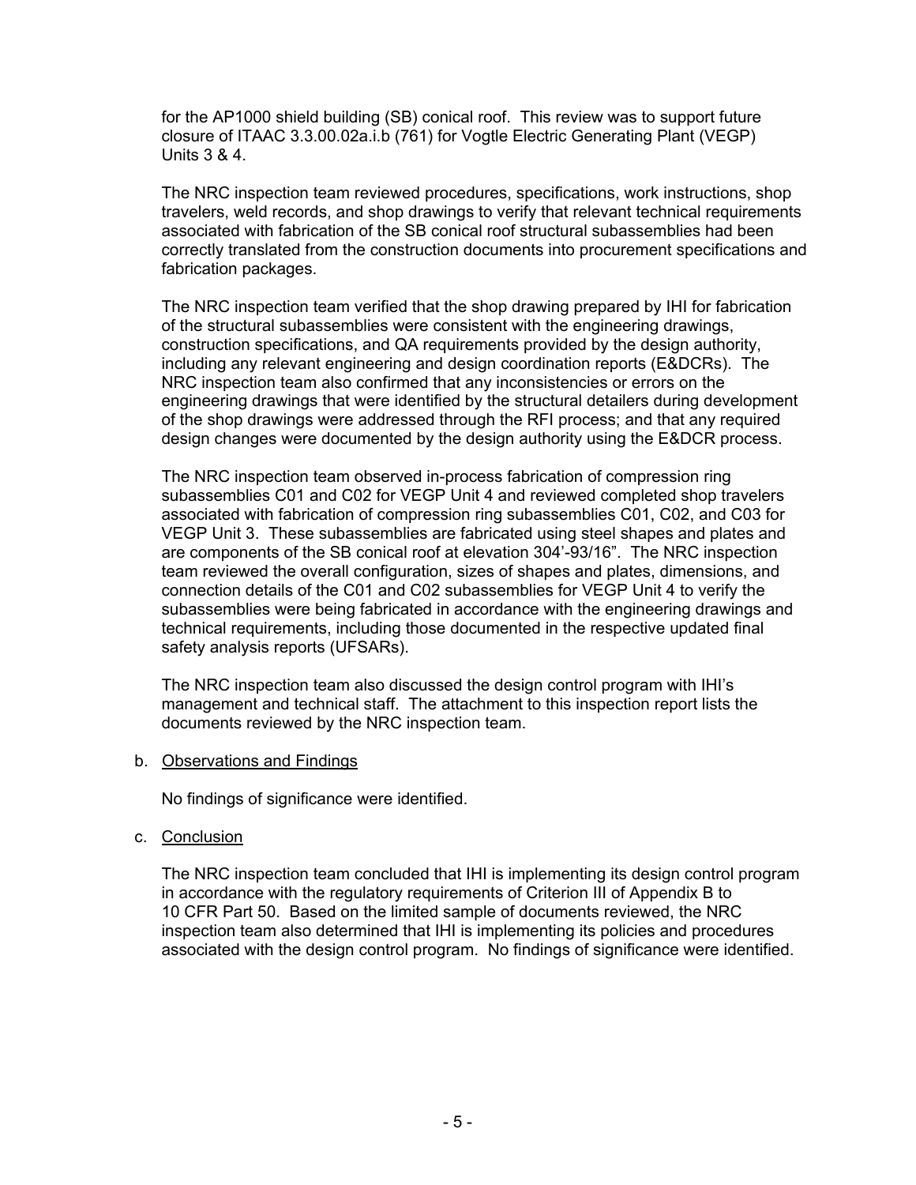for the AP1000 shield building (SB) conical roof. This review was to support future closure of ITAAC 3.3.00.02a.i.b (761) for Vogtle Electric Generating Plant (VEGP) Units 3 & 4.

The NRC inspection team reviewed procedures, specifications, work instructions, shop travelers, weld records, and shop drawings to verify that relevant technical requirements associated with fabrication of the SB conical roof structural subassemblies had been correctly translated from the construction documents into procurement specifications and fabrication packages.

The NRC inspection team verified that the shop drawing prepared by IHI for fabrication of the structural subassemblies were consistent with the engineering drawings, construction specifications, and QA requirements provided by the design authority, including any relevant engineering and design coordination reports (E&DCRs). The NRC inspection team also confirmed that any inconsistencies or errors on the engineering drawings that were identified by the structural detailers during development of the shop drawings were addressed through the RFI process; and that any required design changes were documented by the design authority using the E&DCR process.

The NRC inspection team observed in-process fabrication of compression ring subassemblies C01 and C02 for VEGP Unit 4 and reviewed completed shop travelers associated with fabrication of compression ring subassemblies C01, C02, and C03 for VEGP Unit 3. These subassemblies are fabricated using steel shapes and plates and are components of the SB conical roof at elevation 304'-93/16". The NRC inspection team reviewed the overall configuration, sizes of shapes and plates, dimensions, and connection details of the C01 and C02 subassemblies for VEGP Unit 4 to verify the subassemblies were being fabricated in accordance with the engineering drawings and technical requirements, including those documented in the respective updated final safety analysis reports (UFSARs).

The NRC inspection team also discussed the design control program with IHI's management and technical staff. The attachment to this inspection report lists the documents reviewed by the NRC inspection team.

b. Observations and Findings

No findings of significance were identified.

c. Conclusion

The NRC inspection team concluded that IHI is implementing its design control program in accordance with the regulatory requirements of Criterion III of Appendix B to 10 CFR Part 50. Based on the limited sample of documents reviewed, the NRC inspection team also determined that IHI is implementing its policies and procedures associated with the design control program. No findings of significance were identified.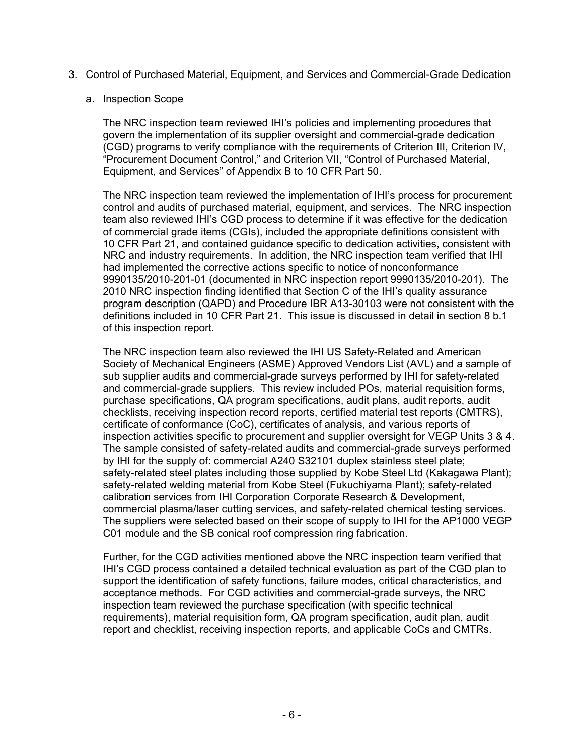3. Control of Purchased Material, Equipment, and Services and Commercial-Grade Dedication

a. Inspection Scope

The NRC inspection team reviewed IHI's policies and implementing procedures that govern the implementation of its supplier oversight and commercial-grade dedication (CGD) programs to verify compliance with the requirements of Criterion III, Criterion IV, "Procurement Document Control," and Criterion VII, "Control of Purchased Material, Equipment, and Services" of Appendix B to 10 CFR Part 50.

The NRC inspection team reviewed the implementation of IHI's process for procurement control and audits of purchased material, equipment, and services. The NRC inspection team also reviewed IHI's CGD process to determine if it was effective for the dedication of commercial grade items (CGIs), included the appropriate definitions consistent with 10 CFR Part 21, and contained guidance specific to dedication activities, consistent with NRC and industry requirements. In addition, the NRC inspection team verified that IHI had implemented the corrective actions specific to notice of nonconformance 9990135/2010-201-01 (documented in NRC inspection report 9990135/2010-201). The 2010 NRC inspection finding identified that Section C of the IHI's quality assurance program description (QAPD) and Procedure IBR A13-30103 were not consistent with the definitions included in 10 CFR Part 21. This issue is discussed in detail in section 8 b.1 of this inspection report.

The NRC inspection team also reviewed the IHI US Safety-Related and American Society of Mechanical Engineers (ASME) Approved Vendors List (AVL) and a sample of sub supplier audits and commercial-grade surveys performed by IHI for safety-related and commercial-grade suppliers. This review included POs, material requisition forms, purchase specifications, QA program specifications, audit plans, audit reports, audit checklists, receiving inspection record reports, certified material test reports (CMTRS), certificate of conformance (CoC), certificates of analysis, and various reports of inspection activities specific to procurement and supplier oversight for VEGP Units 3 & 4. The sample consisted of safety-related audits and commercial-grade surveys performed by IHI for the supply of: commercial A240 S32101 duplex stainless steel plate; safety-related steel plates including those supplied by Kobe Steel Ltd (Kakagawa Plant); safety-related welding material from Kobe Steel (Fukuchiyama Plant); safety-related calibration services from IHI Corporation Corporate Research & Development, commercial plasma/laser cutting services, and safety-related chemical testing services. The suppliers were selected based on their scope of supply to IHI for the AP1000 VEGP C01 module and the SB conical roof compression ring fabrication.

Further, for the CGD activities mentioned above the NRC inspection team verified that IHI's CGD process contained a detailed technical evaluation as part of the CGD plan to support the identification of safety functions, failure modes, critical characteristics, and acceptance methods. For CGD activities and commercial-grade surveys, the NRC inspection team reviewed the purchase specification (with specific technical requirements), material requisition form, QA program specification, audit plan, audit report and checklist, receiving inspection reports, and applicable CoCs and CMTRs.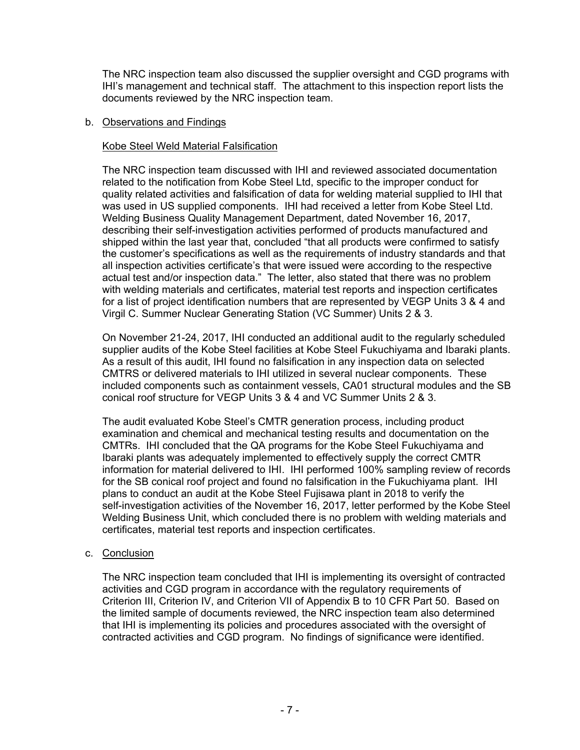The NRC inspection team also discussed the supplier oversight and CGD programs with IHI's management and technical staff. The attachment to this inspection report lists the documents reviewed by the NRC inspection team.

b. Observations and Findings

Kobe Steel Weld Material Falsification

The NRC inspection team discussed with IHI and reviewed associated documentation related to the notification from Kobe Steel Ltd, specific to the improper conduct for quality related activities and falsification of data for welding material supplied to IHI that was used in US supplied components. IHI had received a letter from Kobe Steel Ltd. Welding Business Quality Management Department, dated November 16, 2017, describing their self-investigation activities performed of products manufactured and shipped within the last year that, concluded "that all products were confirmed to satisfy the customer's specifications as well as the requirements of industry standards and that all inspection activities certificate's that were issued were according to the respective actual test and/or inspection data." The letter, also stated that there was no problem with welding materials and certificates, material test reports and inspection certificates for a list of project identification numbers that are represented by VEGP Units 3 & 4 and Virgil C. Summer Nuclear Generating Station (VC Summer) Units 2 & 3.

On November 21-24, 2017, IHI conducted an additional audit to the regularly scheduled supplier audits of the Kobe Steel facilities at Kobe Steel Fukuchiyama and Ibaraki plants. As a result of this audit, IHI found no falsification in any inspection data on selected CMTRS or delivered materials to IHI utilized in several nuclear components. These included components such as containment vessels, CA01 structural modules and the SB conical roof structure for VEGP Units 3 & 4 and VC Summer Units 2 & 3.

The audit evaluated Kobe Steel's CMTR generation process, including product examination and chemical and mechanical testing results and documentation on the CMTRs. IHI concluded that the QA programs for the Kobe Steel Fukuchiyama and Ibaraki plants was adequately implemented to effectively supply the correct CMTR information for material delivered to IHI. IHI performed 100% sampling review of records for the SB conical roof project and found no falsification in the Fukuchiyama plant. IHI plans to conduct an audit at the Kobe Steel Fujisawa plant in 2018 to verify the self-investigation activities of the November 16, 2017, letter performed by the Kobe Steel Welding Business Unit, which concluded there is no problem with welding materials and certificates, material test reports and inspection certificates.

c. Conclusion

The NRC inspection team concluded that IHI is implementing its oversight of contracted activities and CGD program in accordance with the regulatory requirements of Criterion III, Criterion IV, and Criterion VII of Appendix B to 10 CFR Part 50. Based on the limited sample of documents reviewed, the NRC inspection team also determined that IHI is implementing its policies and procedures associated with the oversight of contracted activities and CGD program. No findings of significance were identified.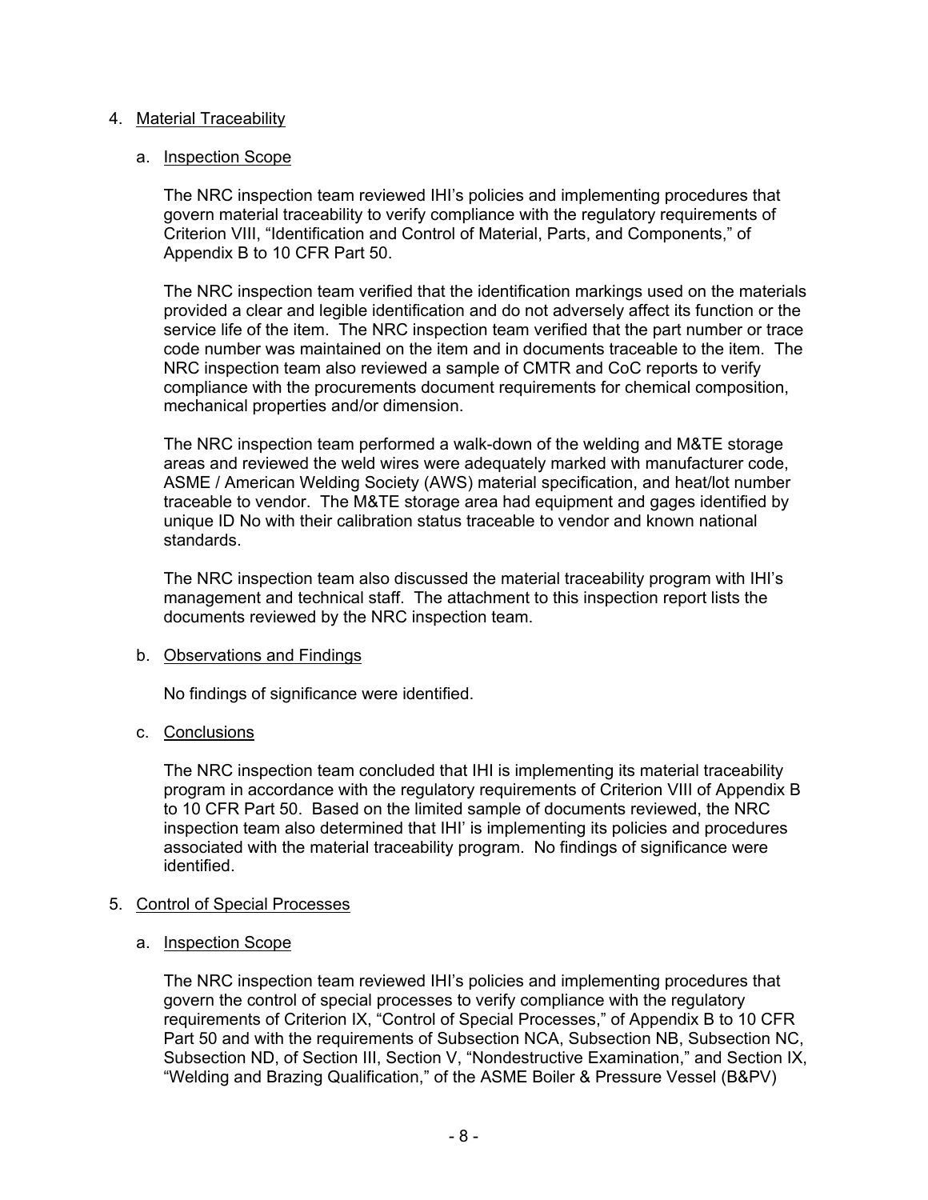4. Material Traceability

   a. Inspection Scope

   The NRC inspection team reviewed IHI's policies and implementing procedures that govern material traceability to verify compliance with the regulatory requirements of Criterion VIII, "Identification and Control of Material, Parts, and Components," of Appendix B to 10 CFR Part 50.

   The NRC inspection team verified that the identification markings used on the materials provided a clear and legible identification and do not adversely affect its function or the service life of the item. The NRC inspection team verified that the part number or trace code number was maintained on the item and in documents traceable to the item. The NRC inspection team also reviewed a sample of CMTR and CoC reports to verify compliance with the procurements document requirements for chemical composition, mechanical properties and/or dimension.

   The NRC inspection team performed a walk-down of the welding and M&TE storage areas and reviewed the weld wires were adequately marked with manufacturer code, ASME / American Welding Society (AWS) material specification, and heat/lot number traceable to vendor. The M&TE storage area had equipment and gages identified by unique ID No with their calibration status traceable to vendor and known national standards.

   The NRC inspection team also discussed the material traceability program with IHI's management and technical staff. The attachment to this inspection report lists the documents reviewed by the NRC inspection team.

   b. Observations and Findings

   No findings of significance were identified.

   c. Conclusions

   The NRC inspection team concluded that IHI is implementing its material traceability program in accordance with the regulatory requirements of Criterion VIII of Appendix B to 10 CFR Part 50. Based on the limited sample of documents reviewed, the NRC inspection team also determined that IHI' is implementing its policies and procedures associated with the material traceability program. No findings of significance were identified.

5. Control of Special Processes

   a. Inspection Scope

   The NRC inspection team reviewed IHI's policies and implementing procedures that govern the control of special processes to verify compliance with the regulatory requirements of Criterion IX, "Control of Special Processes," of Appendix B to 10 CFR Part 50 and with the requirements of Subsection NCA, Subsection NB, Subsection NC, Subsection ND, of Section III, Section V, "Nondestructive Examination," and Section IX, "Welding and Brazing Qualification," of the ASME Boiler & Pressure Vessel (B&PV)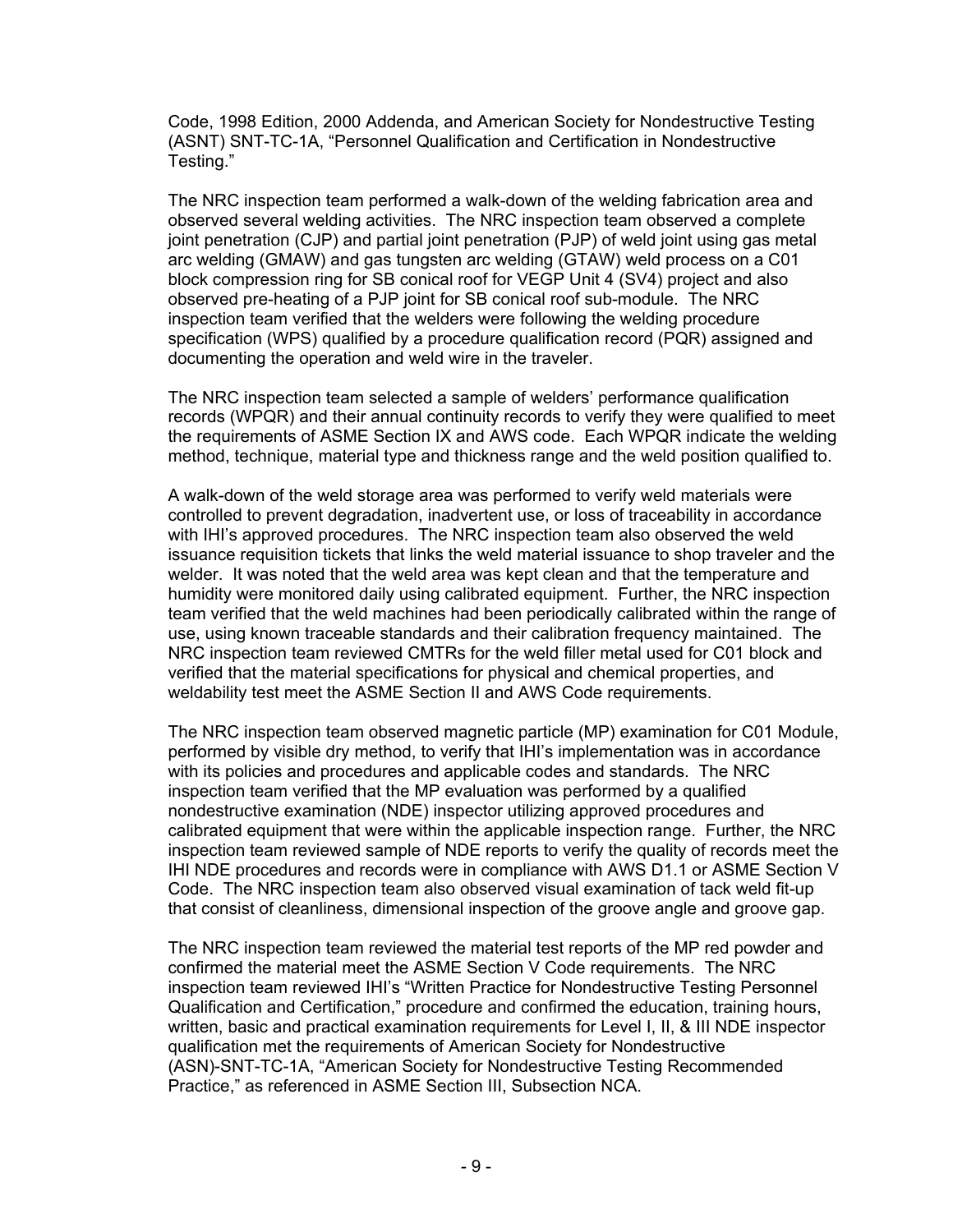Code, 1998 Edition, 2000 Addenda, and American Society for Nondestructive Testing (ASNT) SNT-TC-1A, "Personnel Qualification and Certification in Nondestructive Testing."

The NRC inspection team performed a walk-down of the welding fabrication area and observed several welding activities. The NRC inspection team observed a complete joint penetration (CJP) and partial joint penetration (PJP) of weld joint using gas metal arc welding (GMAW) and gas tungsten arc welding (GTAW) weld process on a C01 block compression ring for SB conical roof for VEGP Unit 4 (SV4) project and also observed pre-heating of a PJP joint for SB conical roof sub-module. The NRC inspection team verified that the welders were following the welding procedure specification (WPS) qualified by a procedure qualification record (PQR) assigned and documenting the operation and weld wire in the traveler.

The NRC inspection team selected a sample of welders' performance qualification records (WPQR) and their annual continuity records to verify they were qualified to meet the requirements of ASME Section IX and AWS code. Each WPQR indicate the welding method, technique, material type and thickness range and the weld position qualified to.

A walk-down of the weld storage area was performed to verify weld materials were controlled to prevent degradation, inadvertent use, or loss of traceability in accordance with IHI's approved procedures. The NRC inspection team also observed the weld issuance requisition tickets that links the weld material issuance to shop traveler and the welder. It was noted that the weld area was kept clean and that the temperature and humidity were monitored daily using calibrated equipment. Further, the NRC inspection team verified that the weld machines had been periodically calibrated within the range of use, using known traceable standards and their calibration frequency maintained. The NRC inspection team reviewed CMTRs for the weld filler metal used for C01 block and verified that the material specifications for physical and chemical properties, and weldability test meet the ASME Section II and AWS Code requirements.

The NRC inspection team observed magnetic particle (MP) examination for C01 Module, performed by visible dry method, to verify that IHI's implementation was in accordance with its policies and procedures and applicable codes and standards. The NRC inspection team verified that the MP evaluation was performed by a qualified nondestructive examination (NDE) inspector utilizing approved procedures and calibrated equipment that were within the applicable inspection range. Further, the NRC inspection team reviewed sample of NDE reports to verify the quality of records meet the IHI NDE procedures and records were in compliance with AWS D1.1 or ASME Section V Code. The NRC inspection team also observed visual examination of tack weld fit-up that consist of cleanliness, dimensional inspection of the groove angle and groove gap.

The NRC inspection team reviewed the material test reports of the MP red powder and confirmed the material meet the ASME Section V Code requirements. The NRC inspection team reviewed IHI's "Written Practice for Nondestructive Testing Personnel Qualification and Certification," procedure and confirmed the education, training hours, written, basic and practical examination requirements for Level I, II, & III NDE inspector qualification met the requirements of American Society for Nondestructive (ASN)-SNT-TC-1A, "American Society for Nondestructive Testing Recommended Practice," as referenced in ASME Section III, Subsection NCA.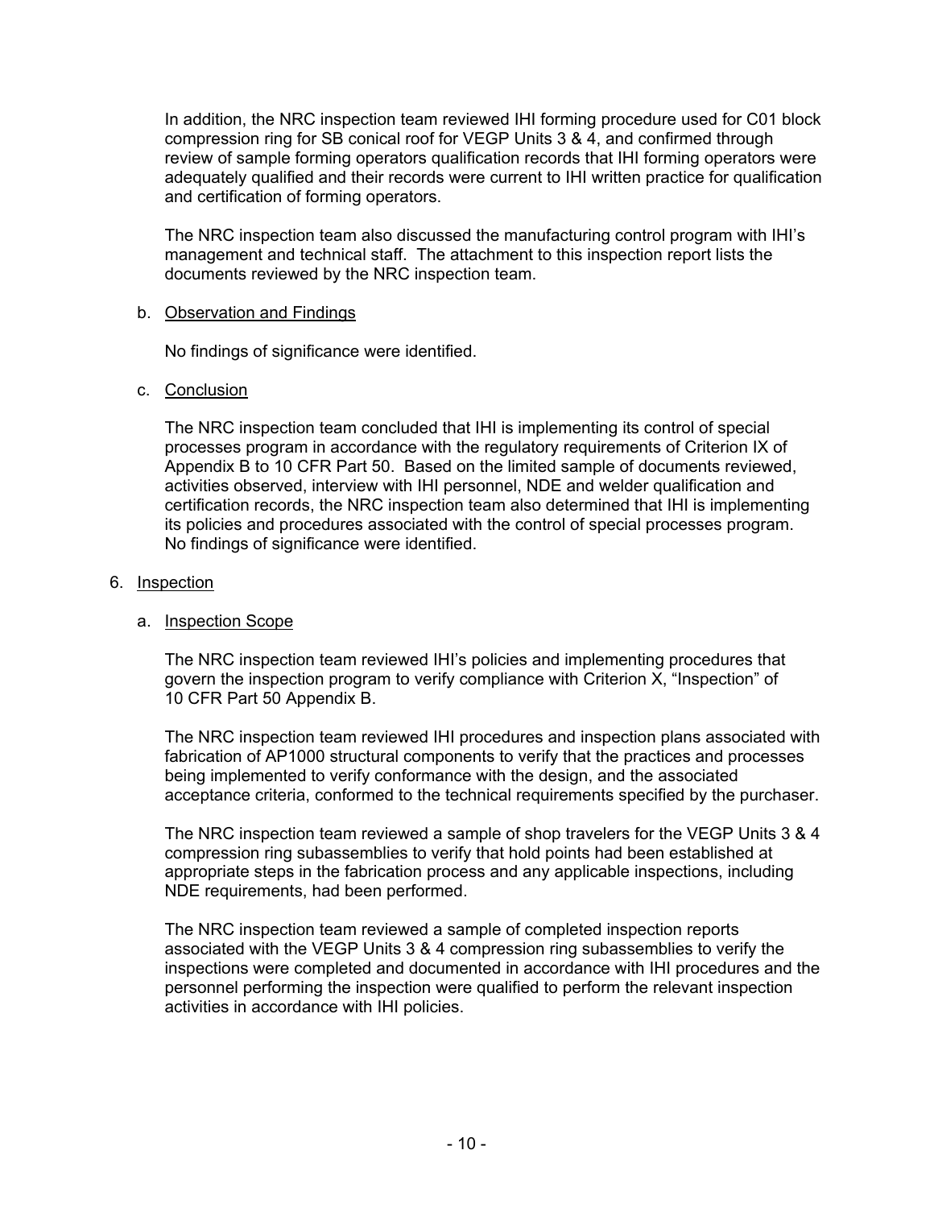In addition, the NRC inspection team reviewed IHI forming procedure used for C01 block compression ring for SB conical roof for VEGP Units 3 & 4, and confirmed through review of sample forming operators qualification records that IHI forming operators were adequately qualified and their records were current to IHI written practice for qualification and certification of forming operators.

The NRC inspection team also discussed the manufacturing control program with IHI's management and technical staff. The attachment to this inspection report lists the documents reviewed by the NRC inspection team.

b. Observation and Findings

No findings of significance were identified.

c. Conclusion

The NRC inspection team concluded that IHI is implementing its control of special processes program in accordance with the regulatory requirements of Criterion IX of Appendix B to 10 CFR Part 50. Based on the limited sample of documents reviewed, activities observed, interview with IHI personnel, NDE and welder qualification and certification records, the NRC inspection team also determined that IHI is implementing its policies and procedures associated with the control of special processes program. No findings of significance were identified.

6. Inspection

a. Inspection Scope

The NRC inspection team reviewed IHI's policies and implementing procedures that govern the inspection program to verify compliance with Criterion X, "Inspection" of 10 CFR Part 50 Appendix B.

The NRC inspection team reviewed IHI procedures and inspection plans associated with fabrication of AP1000 structural components to verify that the practices and processes being implemented to verify conformance with the design, and the associated acceptance criteria, conformed to the technical requirements specified by the purchaser.

The NRC inspection team reviewed a sample of shop travelers for the VEGP Units 3 & 4 compression ring subassemblies to verify that hold points had been established at appropriate steps in the fabrication process and any applicable inspections, including NDE requirements, had been performed.

The NRC inspection team reviewed a sample of completed inspection reports associated with the VEGP Units 3 & 4 compression ring subassemblies to verify the inspections were completed and documented in accordance with IHI procedures and the personnel performing the inspection were qualified to perform the relevant inspection activities in accordance with IHI policies.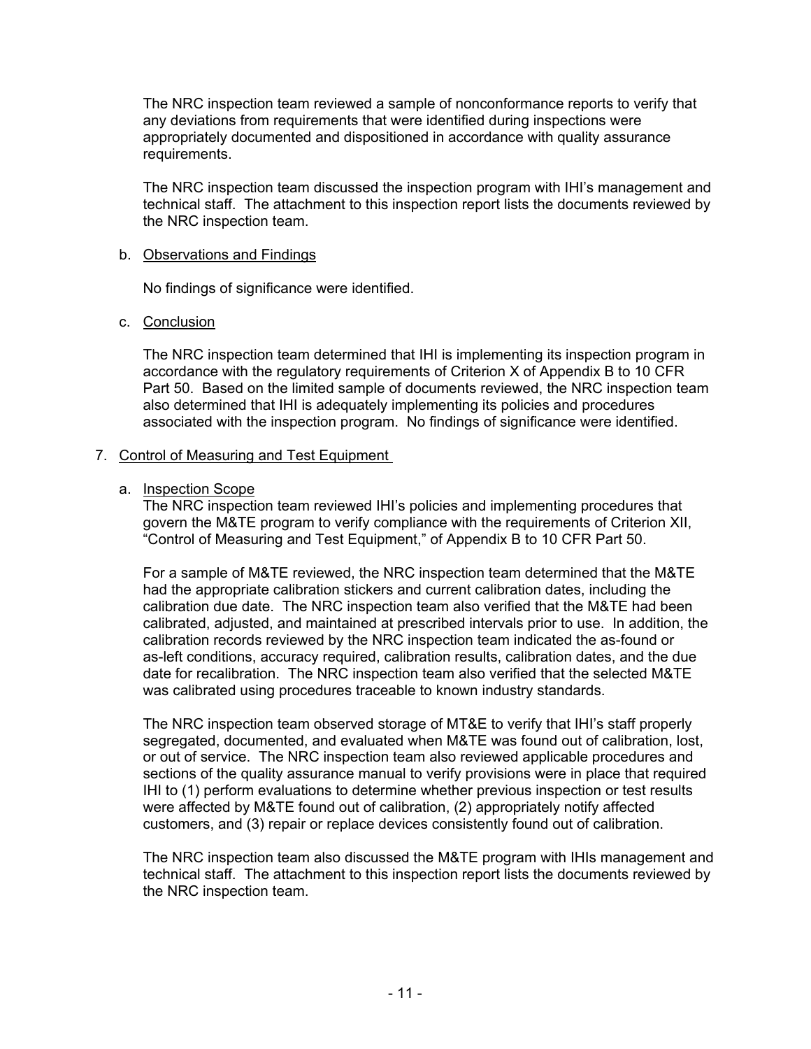The NRC inspection team reviewed a sample of nonconformance reports to verify that any deviations from requirements that were identified during inspections were appropriately documented and dispositioned in accordance with quality assurance requirements.

The NRC inspection team discussed the inspection program with IHI's management and technical staff. The attachment to this inspection report lists the documents reviewed by the NRC inspection team.

b. Observations and Findings

No findings of significance were identified.

c. Conclusion

The NRC inspection team determined that IHI is implementing its inspection program in accordance with the regulatory requirements of Criterion X of Appendix B to 10 CFR Part 50. Based on the limited sample of documents reviewed, the NRC inspection team also determined that IHI is adequately implementing its policies and procedures associated with the inspection program. No findings of significance were identified.

7. Control of Measuring and Test Equipment

a. Inspection Scope

The NRC inspection team reviewed IHI's policies and implementing procedures that govern the M&TE program to verify compliance with the requirements of Criterion XII, "Control of Measuring and Test Equipment," of Appendix B to 10 CFR Part 50.

For a sample of M&TE reviewed, the NRC inspection team determined that the M&TE had the appropriate calibration stickers and current calibration dates, including the calibration due date. The NRC inspection team also verified that the M&TE had been calibrated, adjusted, and maintained at prescribed intervals prior to use. In addition, the calibration records reviewed by the NRC inspection team indicated the as-found or as-left conditions, accuracy required, calibration results, calibration dates, and the due date for recalibration. The NRC inspection team also verified that the selected M&TE was calibrated using procedures traceable to known industry standards.

The NRC inspection team observed storage of MT&E to verify that IHI's staff properly segregated, documented, and evaluated when M&TE was found out of calibration, lost, or out of service. The NRC inspection team also reviewed applicable procedures and sections of the quality assurance manual to verify provisions were in place that required IHI to (1) perform evaluations to determine whether previous inspection or test results were affected by M&TE found out of calibration, (2) appropriately notify affected customers, and (3) repair or replace devices consistently found out of calibration.

The NRC inspection team also discussed the M&TE program with IHIs management and technical staff. The attachment to this inspection report lists the documents reviewed by the NRC inspection team.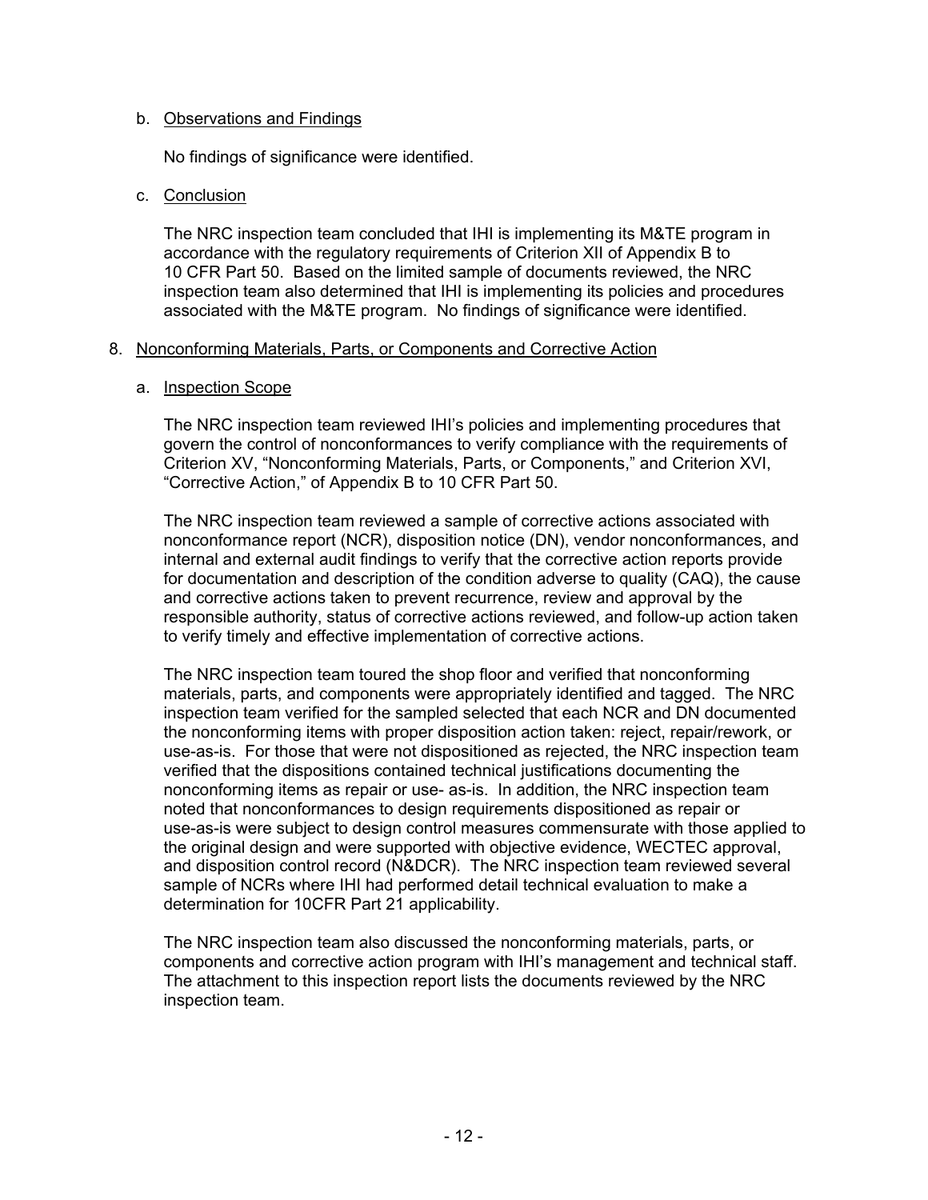b. Observations and Findings

No findings of significance were identified.

c. Conclusion

The NRC inspection team concluded that IHI is implementing its M&TE program in accordance with the regulatory requirements of Criterion XII of Appendix B to 10 CFR Part 50. Based on the limited sample of documents reviewed, the NRC inspection team also determined that IHI is implementing its policies and procedures associated with the M&TE program. No findings of significance were identified.

## 8. Nonconforming Materials, Parts, or Components and Corrective Action

a. Inspection Scope

The NRC inspection team reviewed IHI's policies and implementing procedures that govern the control of nonconformances to verify compliance with the requirements of Criterion XV, "Nonconforming Materials, Parts, or Components," and Criterion XVI, "Corrective Action," of Appendix B to 10 CFR Part 50.

The NRC inspection team reviewed a sample of corrective actions associated with nonconformance report (NCR), disposition notice (DN), vendor nonconformances, and internal and external audit findings to verify that the corrective action reports provide for documentation and description of the condition adverse to quality (CAQ), the cause and corrective actions taken to prevent recurrence, review and approval by the responsible authority, status of corrective actions reviewed, and follow-up action taken to verify timely and effective implementation of corrective actions.

The NRC inspection team toured the shop floor and verified that nonconforming materials, parts, and components were appropriately identified and tagged. The NRC inspection team verified for the sampled selected that each NCR and DN documented the nonconforming items with proper disposition action taken: reject, repair/rework, or use-as-is. For those that were not dispositioned as rejected, the NRC inspection team verified that the dispositions contained technical justifications documenting the nonconforming items as repair or use- as-is. In addition, the NRC inspection team noted that nonconformances to design requirements dispositioned as repair or use-as-is were subject to design control measures commensurate with those applied to the original design and were supported with objective evidence, WECTEC approval, and disposition control record (N&DCR). The NRC inspection team reviewed several sample of NCRs where IHI had performed detail technical evaluation to make a determination for 10CFR Part 21 applicability.

The NRC inspection team also discussed the nonconforming materials, parts, or components and corrective action program with IHI's management and technical staff. The attachment to this inspection report lists the documents reviewed by the NRC inspection team.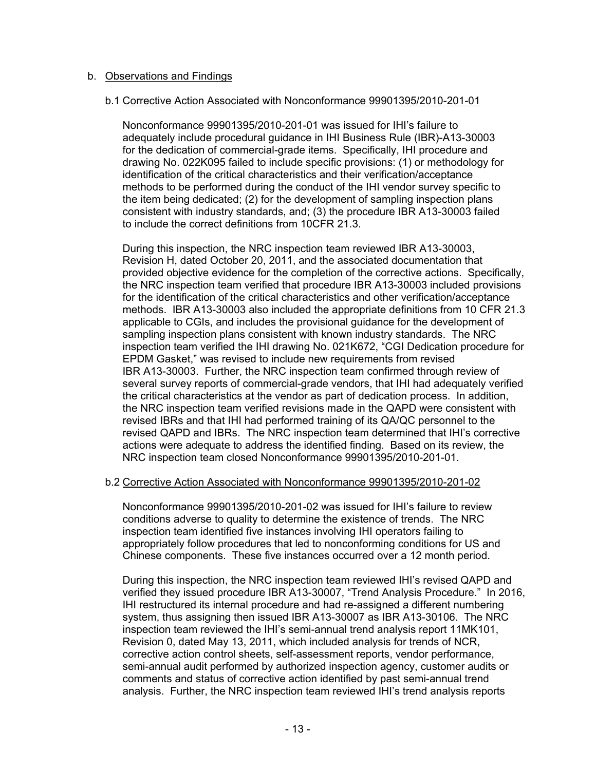b. Observations and Findings

b.1 Corrective Action Associated with Nonconformance 99901395/2010-201-01

Nonconformance 99901395/2010-201-01 was issued for IHI's failure to adequately include procedural guidance in IHI Business Rule (IBR)-A13-30003 for the dedication of commercial-grade items. Specifically, IHI procedure and drawing No. 022K095 failed to include specific provisions: (1) or methodology for identification of the critical characteristics and their verification/acceptance methods to be performed during the conduct of the IHI vendor survey specific to the item being dedicated; (2) for the development of sampling inspection plans consistent with industry standards, and; (3) the procedure IBR A13-30003 failed to include the correct definitions from 10CFR 21.3.

During this inspection, the NRC inspection team reviewed IBR A13-30003, Revision H, dated October 20, 2011, and the associated documentation that provided objective evidence for the completion of the corrective actions. Specifically, the NRC inspection team verified that procedure IBR A13-30003 included provisions for the identification of the critical characteristics and other verification/acceptance methods. IBR A13-30003 also included the appropriate definitions from 10 CFR 21.3 applicable to CGIs, and includes the provisional guidance for the development of sampling inspection plans consistent with known industry standards. The NRC inspection team verified the IHI drawing No. 021K672, "CGI Dedication procedure for EPDM Gasket," was revised to include new requirements from revised IBR A13-30003. Further, the NRC inspection team confirmed through review of several survey reports of commercial-grade vendors, that IHI had adequately verified the critical characteristics at the vendor as part of dedication process. In addition, the NRC inspection team verified revisions made in the QAPD were consistent with revised IBRs and that IHI had performed training of its QA/QC personnel to the revised QAPD and IBRs. The NRC inspection team determined that IHI's corrective actions were adequate to address the identified finding. Based on its review, the NRC inspection team closed Nonconformance 99901395/2010-201-01.

b.2 Corrective Action Associated with Nonconformance 99901395/2010-201-02

Nonconformance 99901395/2010-201-02 was issued for IHI's failure to review conditions adverse to quality to determine the existence of trends. The NRC inspection team identified five instances involving IHI operators failing to appropriately follow procedures that led to nonconforming conditions for US and Chinese components. These five instances occurred over a 12 month period.

During this inspection, the NRC inspection team reviewed IHI's revised QAPD and verified they issued procedure IBR A13-30007, "Trend Analysis Procedure." In 2016, IHI restructured its internal procedure and had re-assigned a different numbering system, thus assigning then issued IBR A13-30007 as IBR A13-30106. The NRC inspection team reviewed the IHI's semi-annual trend analysis report 11MK101, Revision 0, dated May 13, 2011, which included analysis for trends of NCR, corrective action control sheets, self-assessment reports, vendor performance, semi-annual audit performed by authorized inspection agency, customer audits or comments and status of corrective action identified by past semi-annual trend analysis. Further, the NRC inspection team reviewed IHI's trend analysis reports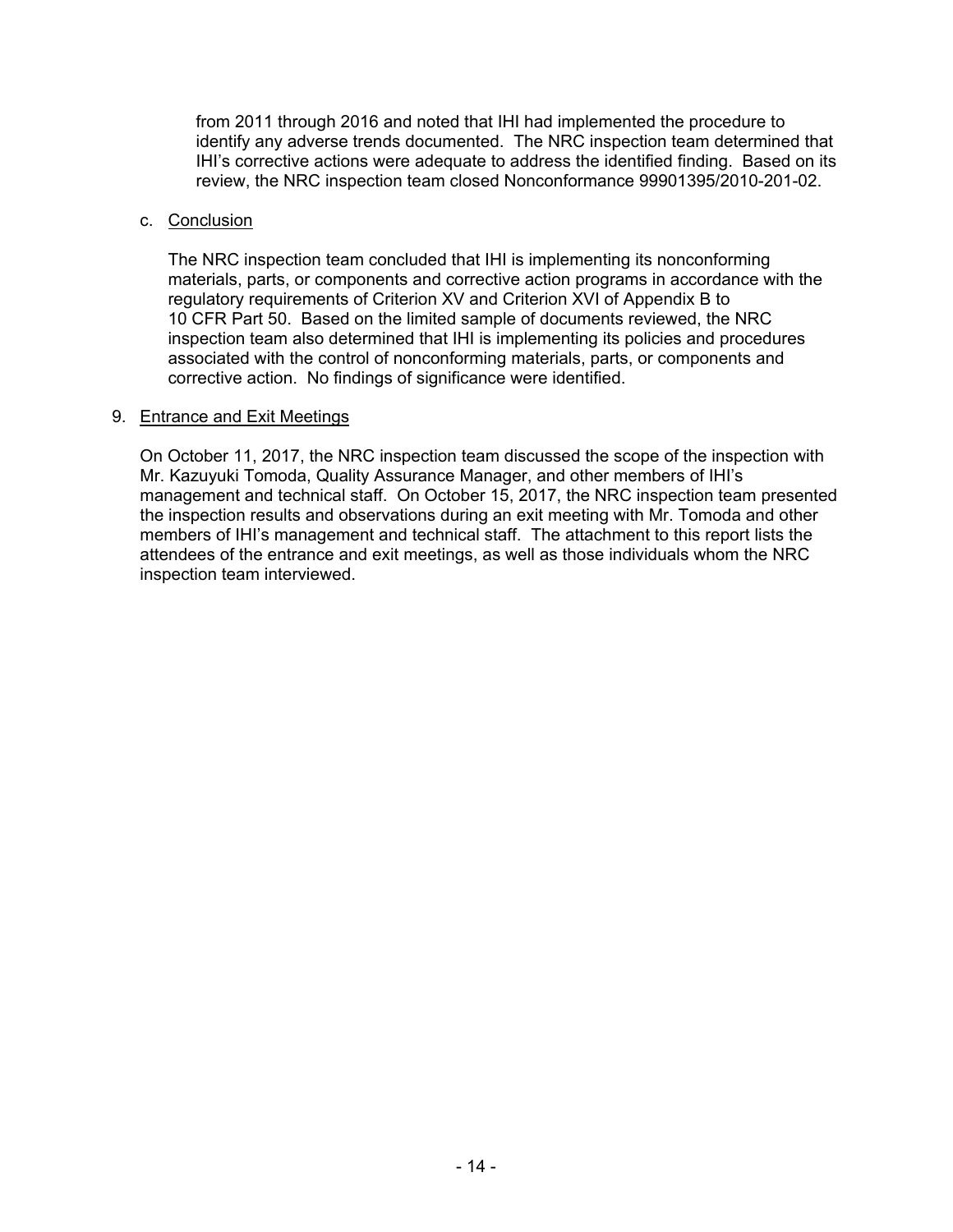from 2011 through 2016 and noted that IHI had implemented the procedure to identify any adverse trends documented. The NRC inspection team determined that IHI's corrective actions were adequate to address the identified finding. Based on its review, the NRC inspection team closed Nonconformance 99901395/2010-201-02.

c. Conclusion

The NRC inspection team concluded that IHI is implementing its nonconforming materials, parts, or components and corrective action programs in accordance with the regulatory requirements of Criterion XV and Criterion XVI of Appendix B to 10 CFR Part 50. Based on the limited sample of documents reviewed, the NRC inspection team also determined that IHI is implementing its policies and procedures associated with the control of nonconforming materials, parts, or components and corrective action. No findings of significance were identified.

9. Entrance and Exit Meetings

On October 11, 2017, the NRC inspection team discussed the scope of the inspection with Mr. Kazuyuki Tomoda, Quality Assurance Manager, and other members of IHI's management and technical staff. On October 15, 2017, the NRC inspection team presented the inspection results and observations during an exit meeting with Mr. Tomoda and other members of IHI's management and technical staff. The attachment to this report lists the attendees of the entrance and exit meetings, as well as those individuals whom the NRC inspection team interviewed.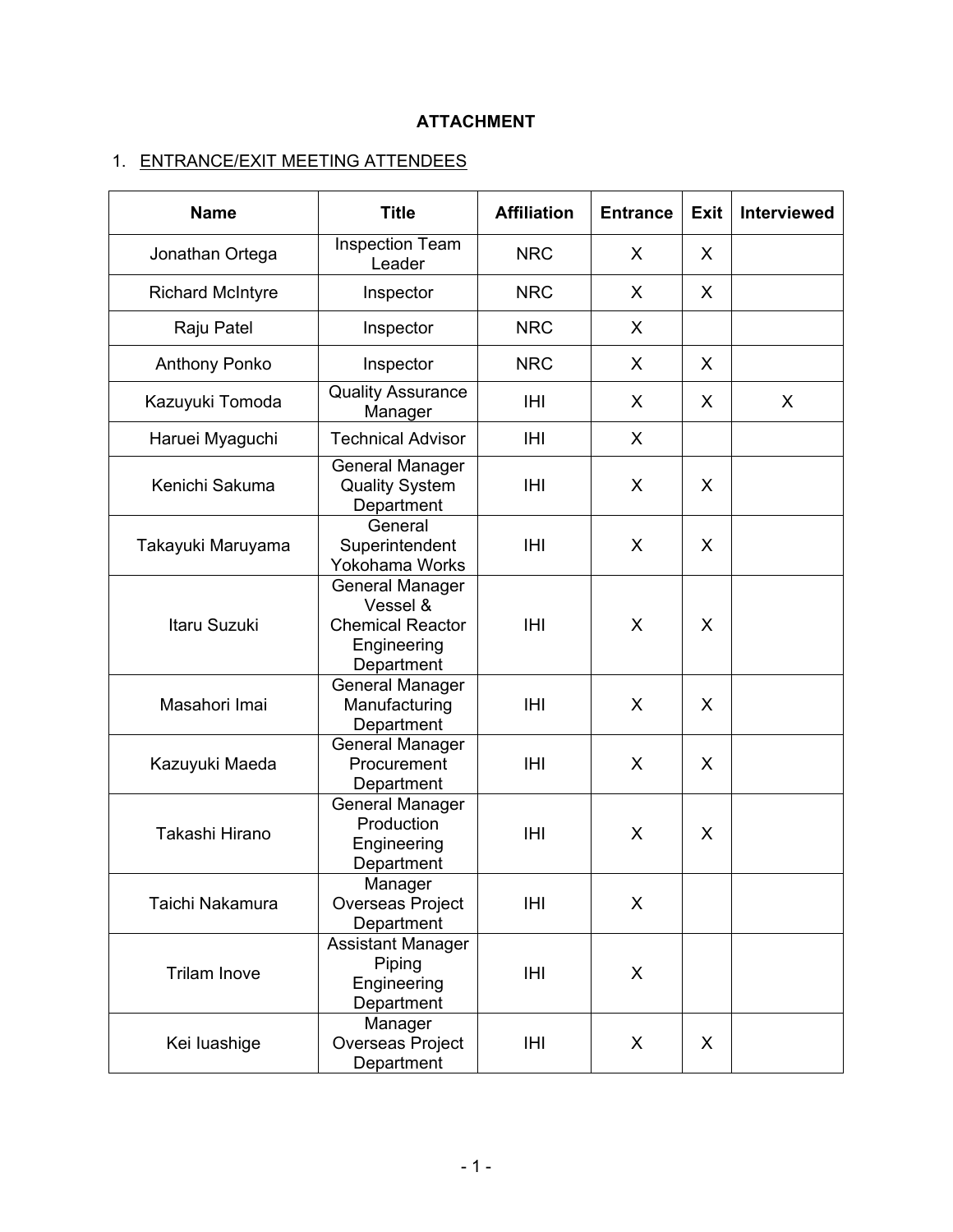**ATTACHMENT**

1. ENTRANCE/EXIT MEETING ATTENDEES

| Name | Title | Affiliation | Entrance | Exit | Interviewed |
|---|---|---|---|---|---|
| Jonathan Ortega | Inspection Team Leader | NRC | X | X | |
| Richard McIntyre | Inspector | NRC | X | X | |
| Raju Patel | Inspector | NRC | X | | |
| Anthony Ponko | Inspector | NRC | X | X | |
| Kazuyuki Tomoda | Quality Assurance Manager | IHI | X | X | X |
| Haruei Myaguchi | Technical Advisor | IHI | X | | |
| Kenichi Sakuma | General Manager Quality System Department | IHI | X | X | |
| Takayuki Maruyama | General Superintendent Yokohama Works | IHI | X | X | |
| Itaru Suzuki | General Manager Vessel & Chemical Reactor Engineering Department | IHI | X | X | |
| Masahori Imai | General Manager Manufacturing Department | IHI | X | X | |
| Kazuyuki Maeda | General Manager Procurement Department | IHI | X | X | |
| Takashi Hirano | General Manager Production Engineering Department | IHI | X | X | |
| Taichi Nakamura | Manager Overseas Project Department | IHI | X | | |
| Trilam Inove | Assistant Manager Piping Engineering Department | IHI | X | | |
| Kei Iuashige | Manager Overseas Project Department | IHI | X | X | |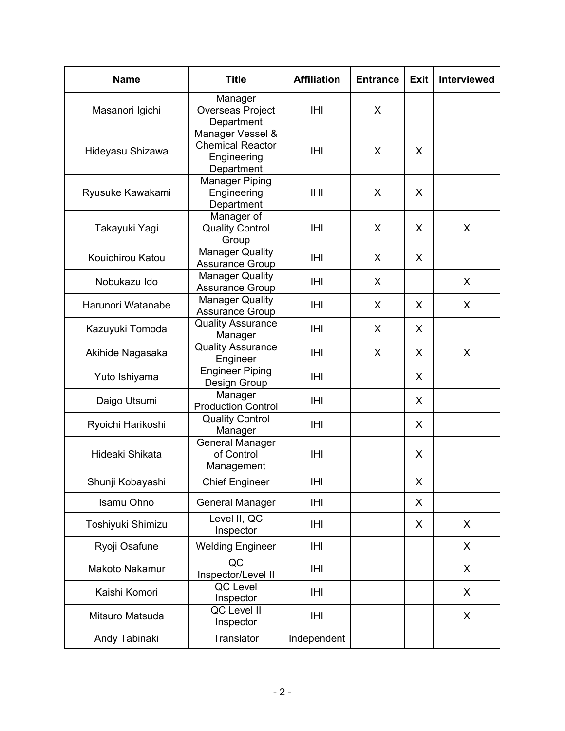| Name | Title | Affiliation | Entrance | Exit | Interviewed |
|---|---|---|---|---|---|
| Masanori Igichi | Manager Overseas Project Department | IHI | X | | |
| Hideyasu Shizawa | Manager Vessel & Chemical Reactor Engineering Department | IHI | X | X | |
| Ryusuke Kawakami | Manager Piping Engineering Department | IHI | X | X | |
| Takayuki Yagi | Manager of Quality Control Group | IHI | X | X | X |
| Kouichirou Katou | Manager Quality Assurance Group | IHI | X | X | |
| Nobukazu Ido | Manager Quality Assurance Group | IHI | X | | X |
| Harunori Watanabe | Manager Quality Assurance Group | IHI | X | X | X |
| Kazuyuki Tomoda | Quality Assurance Manager | IHI | X | X | |
| Akihide Nagasaka | Quality Assurance Engineer | IHI | X | X | X |
| Yuto Ishiyama | Engineer Piping Design Group | IHI | | X | |
| Daigo Utsumi | Manager Production Control | IHI | | X | |
| Ryoichi Harikoshi | Quality Control Manager | IHI | | X | |
| Hideaki Shikata | General Manager of Control Management | IHI | | X | |
| Shunji Kobayashi | Chief Engineer | IHI | | X | |
| Isamu Ohno | General Manager | IHI | | X | |
| Toshiyuki Shimizu | Level II, QC Inspector | IHI | | X | X |
| Ryoji Osafune | Welding Engineer | IHI | | | X |
| Makoto Nakamur | QC Inspector/Level II | IHI | | | X |
| Kaishi Komori | QC Level Inspector | IHI | | | X |
| Mitsuro Matsuda | QC Level II Inspector | IHI | | | X |
| Andy Tabinaki | Translator | Independent | | | |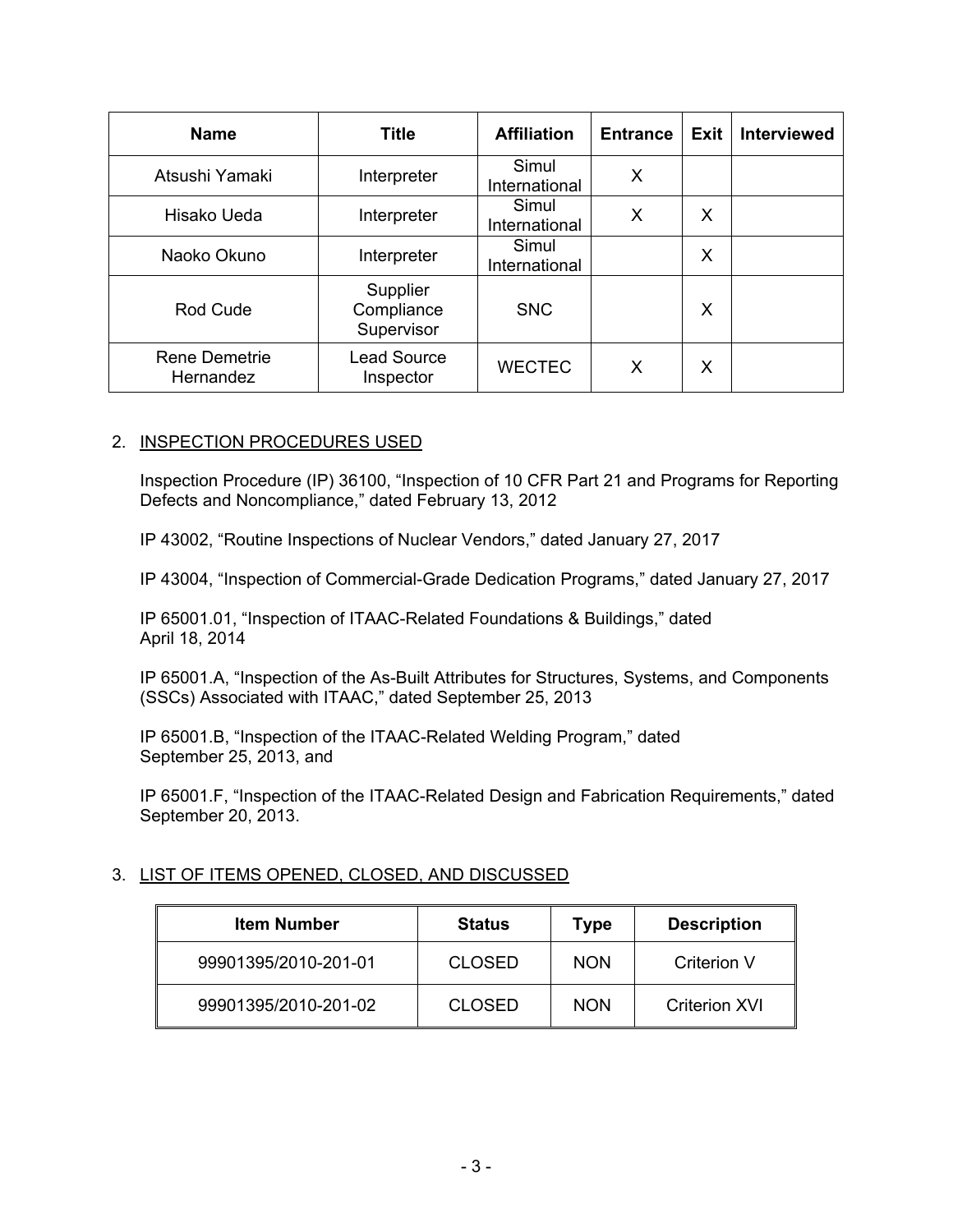| Name | Title | Affiliation | Entrance | Exit | Interviewed |
|---|---|---|---|---|---|
| Atsushi Yamaki | Interpreter | Simul International | X | | |
| Hisako Ueda | Interpreter | Simul International | X | X | |
| Naoko Okuno | Interpreter | Simul International | | X | |
| Rod Cude | Supplier Compliance Supervisor | SNC | | X | |
| Rene Demetrie Hernandez | Lead Source Inspector | WECTEC | X | X | |

2. INSPECTION PROCEDURES USED

   Inspection Procedure (IP) 36100, "Inspection of 10 CFR Part 21 and Programs for Reporting Defects and Noncompliance," dated February 13, 2012

   IP 43002, "Routine Inspections of Nuclear Vendors," dated January 27, 2017

   IP 43004, "Inspection of Commercial-Grade Dedication Programs," dated January 27, 2017

   IP 65001.01, "Inspection of ITAAC-Related Foundations & Buildings," dated April 18, 2014

   IP 65001.A, "Inspection of the As-Built Attributes for Structures, Systems, and Components (SSCs) Associated with ITAAC," dated September 25, 2013

   IP 65001.B, "Inspection of the ITAAC-Related Welding Program," dated September 25, 2013, and

   IP 65001.F, "Inspection of the ITAAC-Related Design and Fabrication Requirements," dated September 20, 2013.

3. LIST OF ITEMS OPENED, CLOSED, AND DISCUSSED

| Item Number | Status | Type | Description |
|---|---|---|---|
| 99901395/2010-201-01 | CLOSED | NON | Criterion V |
| 99901395/2010-201-02 | CLOSED | NON | Criterion XVI |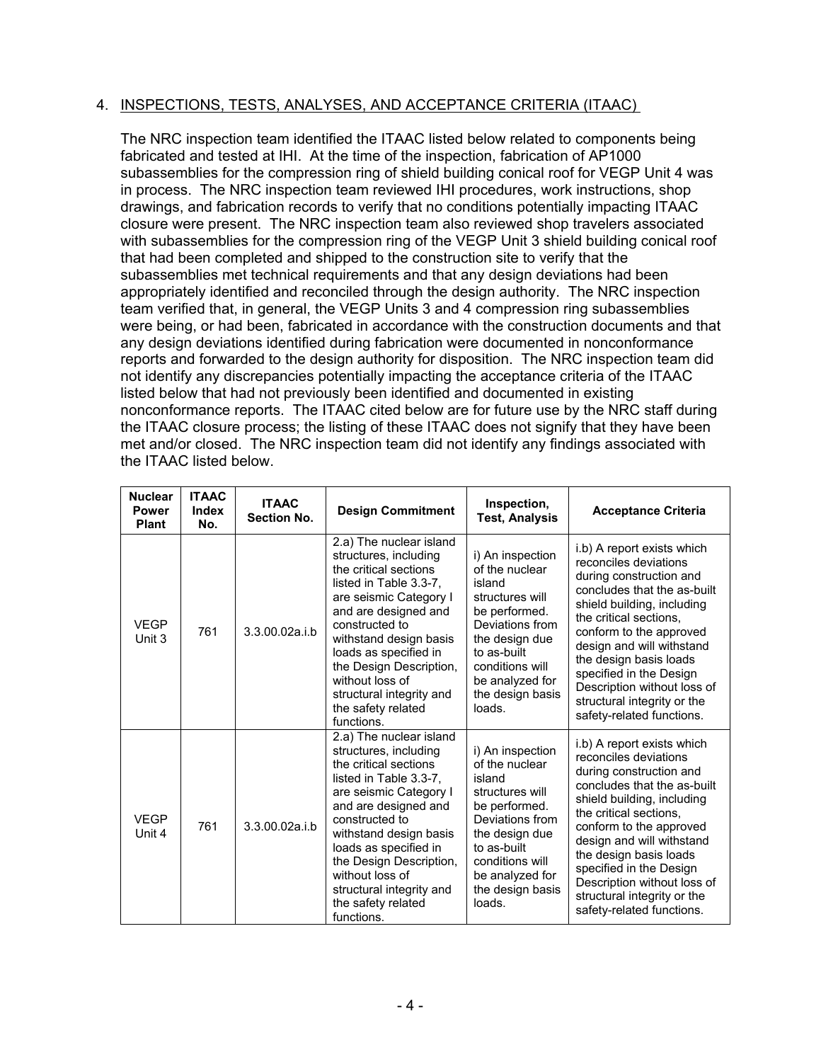## 4. INSPECTIONS, TESTS, ANALYSES, AND ACCEPTANCE CRITERIA (ITAAC)

The NRC inspection team identified the ITAAC listed below related to components being fabricated and tested at IHI. At the time of the inspection, fabrication of AP1000 subassemblies for the compression ring of shield building conical roof for VEGP Unit 4 was in process. The NRC inspection team reviewed IHI procedures, work instructions, shop drawings, and fabrication records to verify that no conditions potentially impacting ITAAC closure were present. The NRC inspection team also reviewed shop travelers associated with subassemblies for the compression ring of the VEGP Unit 3 shield building conical roof that had been completed and shipped to the construction site to verify that the subassemblies met technical requirements and that any design deviations had been appropriately identified and reconciled through the design authority. The NRC inspection team verified that, in general, the VEGP Units 3 and 4 compression ring subassemblies were being, or had been, fabricated in accordance with the construction documents and that any design deviations identified during fabrication were documented in nonconformance reports and forwarded to the design authority for disposition. The NRC inspection team did not identify any discrepancies potentially impacting the acceptance criteria of the ITAAC listed below that had not previously been identified and documented in existing nonconformance reports. The ITAAC cited below are for future use by the NRC staff during the ITAAC closure process; the listing of these ITAAC does not signify that they have been met and/or closed. The NRC inspection team did not identify any findings associated with the ITAAC listed below.

| Nuclear Power Plant | ITAAC Index No. | ITAAC Section No. | Design Commitment | Inspection, Test, Analysis | Acceptance Criteria |
|---|---|---|---|---|---|
| VEGP Unit 3 | 761 | 3.3.00.02a.i.b | 2.a) The nuclear island structures, including the critical sections listed in Table 3.3-7, are seismic Category I and are designed and constructed to withstand design basis loads as specified in the Design Description, without loss of structural integrity and the safety related functions. | i) An inspection of the nuclear island structures will be performed. Deviations from the design due to as-built conditions will be analyzed for the design basis loads. | i.b) A report exists which reconciles deviations during construction and concludes that the as-built shield building, including the critical sections, conform to the approved design and will withstand the design basis loads specified in the Design Description without loss of structural integrity or the safety-related functions. |
| VEGP Unit 4 | 761 | 3.3.00.02a.i.b | 2.a) The nuclear island structures, including the critical sections listed in Table 3.3-7, are seismic Category I and are designed and constructed to withstand design basis loads as specified in the Design Description, without loss of structural integrity and the safety related functions. | i) An inspection of the nuclear island structures will be performed. Deviations from the design due to as-built conditions will be analyzed for the design basis loads. | i.b) A report exists which reconciles deviations during construction and concludes that the as-built shield building, including the critical sections, conform to the approved design and will withstand the design basis loads specified in the Design Description without loss of structural integrity or the safety-related functions. |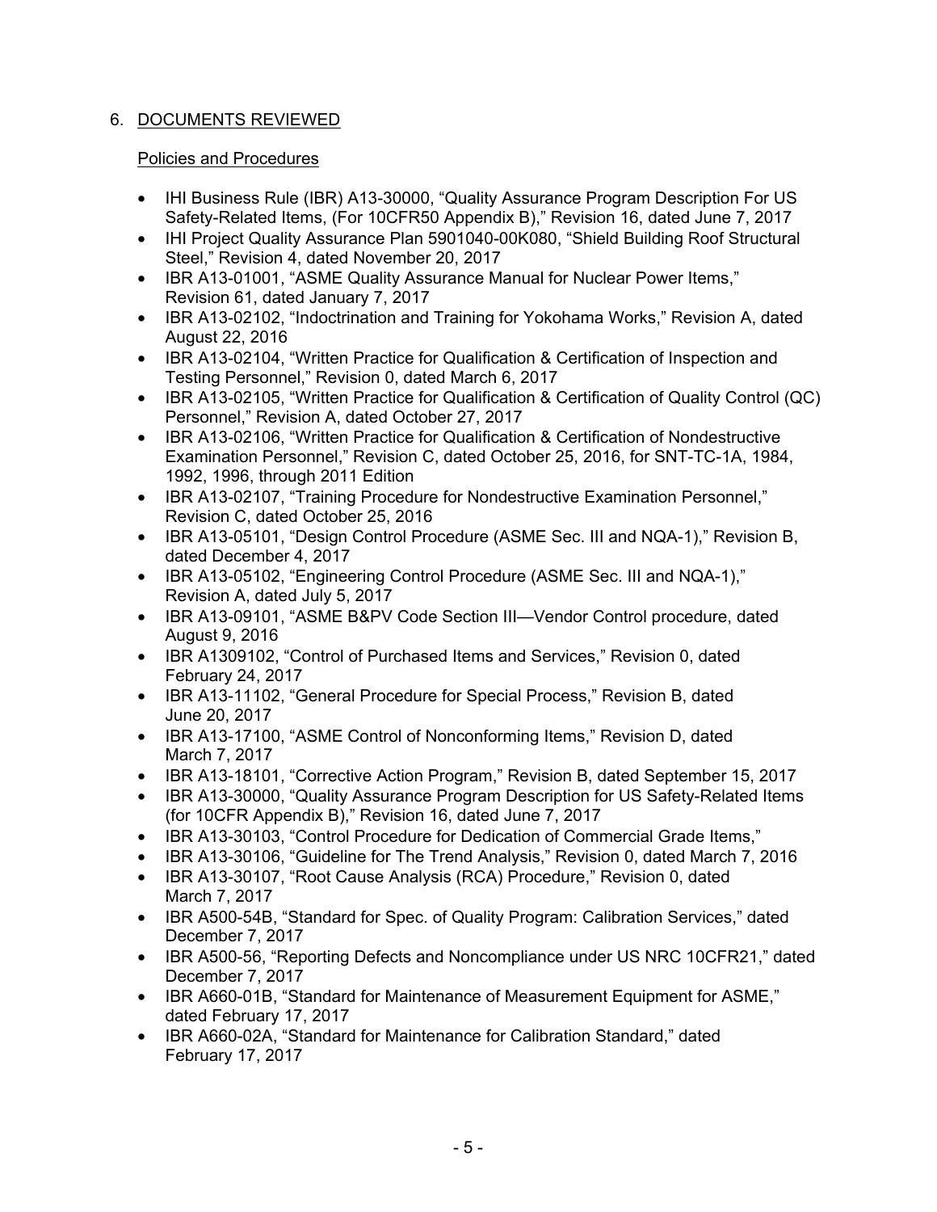## 6. DOCUMENTS REVIEWED

### Policies and Procedures

- IHI Business Rule (IBR) A13-30000, "Quality Assurance Program Description For US Safety-Related Items, (For 10CFR50 Appendix B)," Revision 16, dated June 7, 2017
- IHI Project Quality Assurance Plan 5901040-00K080, "Shield Building Roof Structural Steel," Revision 4, dated November 20, 2017
- IBR A13-01001, "ASME Quality Assurance Manual for Nuclear Power Items," Revision 61, dated January 7, 2017
- IBR A13-02102, "Indoctrination and Training for Yokohama Works," Revision A, dated August 22, 2016
- IBR A13-02104, "Written Practice for Qualification & Certification of Inspection and Testing Personnel," Revision 0, dated March 6, 2017
- IBR A13-02105, "Written Practice for Qualification & Certification of Quality Control (QC) Personnel," Revision A, dated October 27, 2017
- IBR A13-02106, "Written Practice for Qualification & Certification of Nondestructive Examination Personnel," Revision C, dated October 25, 2016, for SNT-TC-1A, 1984, 1992, 1996, through 2011 Edition
- IBR A13-02107, "Training Procedure for Nondestructive Examination Personnel," Revision C, dated October 25, 2016
- IBR A13-05101, "Design Control Procedure (ASME Sec. III and NQA-1)," Revision B, dated December 4, 2017
- IBR A13-05102, "Engineering Control Procedure (ASME Sec. III and NQA-1)," Revision A, dated July 5, 2017
- IBR A13-09101, "ASME B&PV Code Section III—Vendor Control procedure, dated August 9, 2016
- IBR A1309102, "Control of Purchased Items and Services," Revision 0, dated February 24, 2017
- IBR A13-11102, "General Procedure for Special Process," Revision B, dated June 20, 2017
- IBR A13-17100, "ASME Control of Nonconforming Items," Revision D, dated March 7, 2017
- IBR A13-18101, "Corrective Action Program," Revision B, dated September 15, 2017
- IBR A13-30000, "Quality Assurance Program Description for US Safety-Related Items (for 10CFR Appendix B)," Revision 16, dated June 7, 2017
- IBR A13-30103, "Control Procedure for Dedication of Commercial Grade Items,"
- IBR A13-30106, "Guideline for The Trend Analysis," Revision 0, dated March 7, 2016
- IBR A13-30107, "Root Cause Analysis (RCA) Procedure," Revision 0, dated March 7, 2017
- IBR A500-54B, "Standard for Spec. of Quality Program: Calibration Services," dated December 7, 2017
- IBR A500-56, "Reporting Defects and Noncompliance under US NRC 10CFR21," dated December 7, 2017
- IBR A660-01B, "Standard for Maintenance of Measurement Equipment for ASME," dated February 17, 2017
- IBR A660-02A, "Standard for Maintenance for Calibration Standard," dated February 17, 2017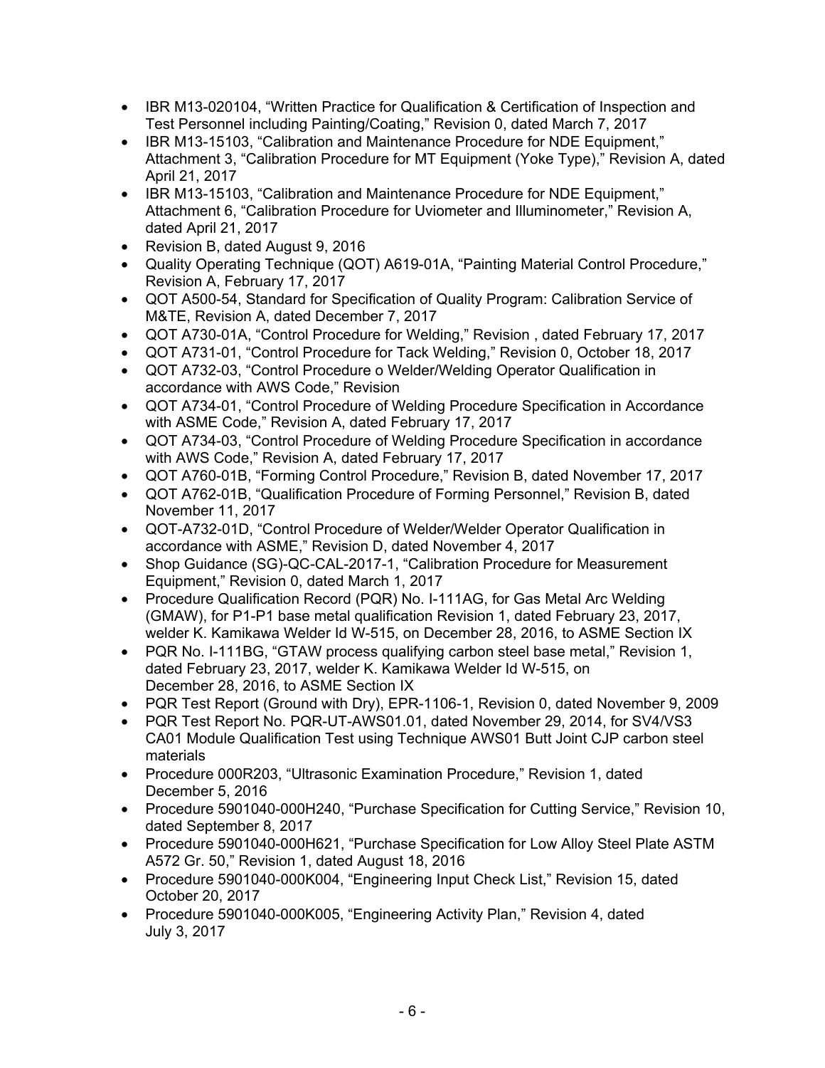- IBR M13-020104, “Written Practice for Qualification & Certification of Inspection and Test Personnel including Painting/Coating,” Revision 0, dated March 7, 2017
- IBR M13-15103, “Calibration and Maintenance Procedure for NDE Equipment,” Attachment 3, “Calibration Procedure for MT Equipment (Yoke Type),” Revision A, dated April 21, 2017
- IBR M13-15103, “Calibration and Maintenance Procedure for NDE Equipment,” Attachment 6, “Calibration Procedure for Uviometer and Illuminometer,” Revision A, dated April 21, 2017
- Revision B, dated August 9, 2016
- Quality Operating Technique (QOT) A619-01A, “Painting Material Control Procedure,” Revision A, February 17, 2017
- QOT A500-54, Standard for Specification of Quality Program: Calibration Service of M&TE, Revision A, dated December 7, 2017
- QOT A730-01A, “Control Procedure for Welding,” Revision , dated February 17, 2017
- QOT A731-01, “Control Procedure for Tack Welding,” Revision 0, October 18, 2017
- QOT A732-03, “Control Procedure o Welder/Welding Operator Qualification in accordance with AWS Code,” Revision
- QOT A734-01, “Control Procedure of Welding Procedure Specification in Accordance with ASME Code,” Revision A, dated February 17, 2017
- QOT A734-03, “Control Procedure of Welding Procedure Specification in accordance with AWS Code,” Revision A, dated February 17, 2017
- QOT A760-01B, “Forming Control Procedure,” Revision B, dated November 17, 2017
- QOT A762-01B, “Qualification Procedure of Forming Personnel,” Revision B, dated November 11, 2017
- QOT-A732-01D, “Control Procedure of Welder/Welder Operator Qualification in accordance with ASME,” Revision D, dated November 4, 2017
- Shop Guidance (SG)-QC-CAL-2017-1, “Calibration Procedure for Measurement Equipment,” Revision 0, dated March 1, 2017
- Procedure Qualification Record (PQR) No. I-111AG, for Gas Metal Arc Welding (GMAW), for P1-P1 base metal qualification Revision 1, dated February 23, 2017, welder K. Kamikawa Welder Id W-515, on December 28, 2016, to ASME Section IX
- PQR No. I-111BG, “GTAW process qualifying carbon steel base metal,” Revision 1, dated February 23, 2017, welder K. Kamikawa Welder Id W-515, on December 28, 2016, to ASME Section IX
- PQR Test Report (Ground with Dry), EPR-1106-1, Revision 0, dated November 9, 2009
- PQR Test Report No. PQR-UT-AWS01.01, dated November 29, 2014, for SV4/VS3 CA01 Module Qualification Test using Technique AWS01 Butt Joint CJP carbon steel materials
- Procedure 000R203, “Ultrasonic Examination Procedure,” Revision 1, dated December 5, 2016
- Procedure 5901040-000H240, “Purchase Specification for Cutting Service,” Revision 10, dated September 8, 2017
- Procedure 5901040-000H621, “Purchase Specification for Low Alloy Steel Plate ASTM A572 Gr. 50,” Revision 1, dated August 18, 2016
- Procedure 5901040-000K004, “Engineering Input Check List,” Revision 15, dated October 20, 2017
- Procedure 5901040-000K005, “Engineering Activity Plan,” Revision 4, dated July 3, 2017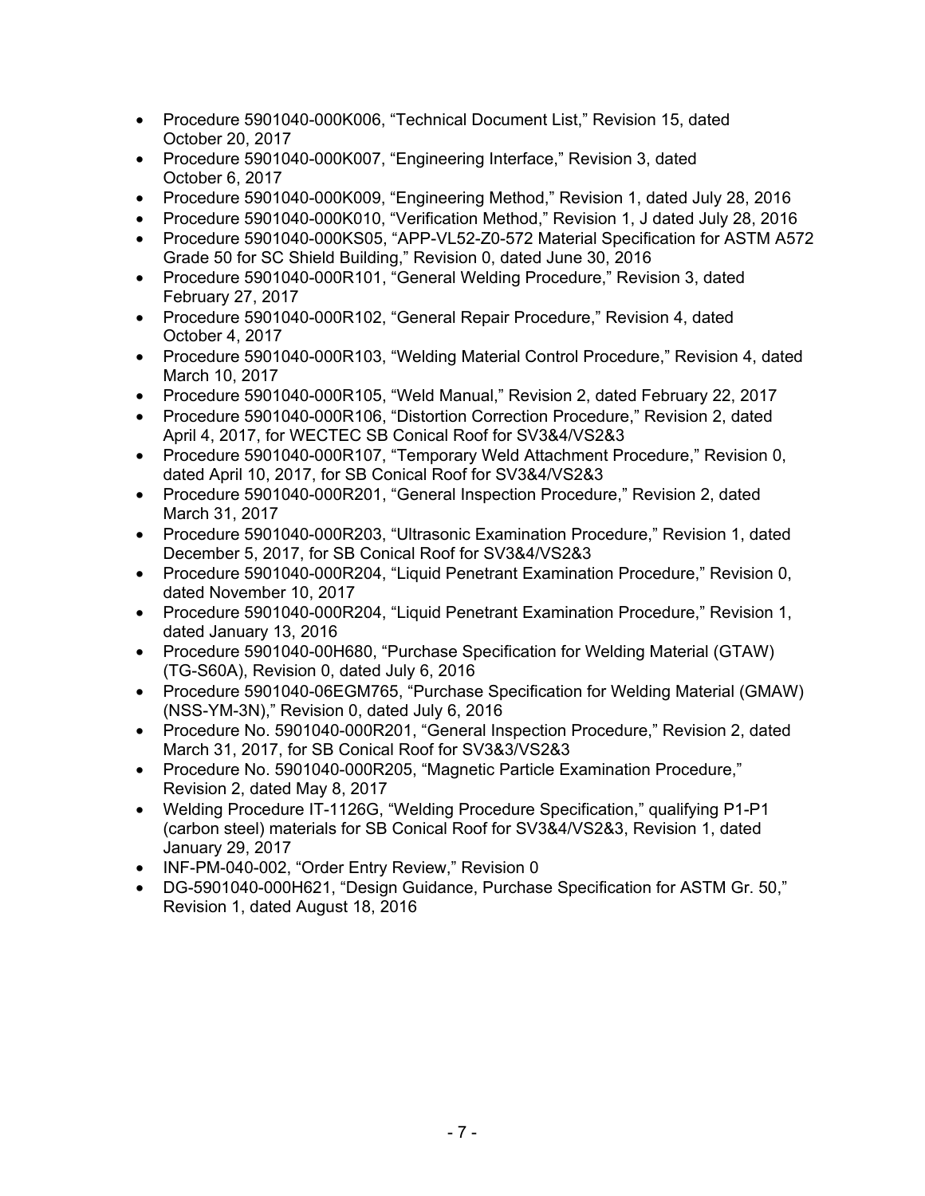- Procedure 5901040-000K006, “Technical Document List,” Revision 15, dated October 20, 2017
- Procedure 5901040-000K007, “Engineering Interface,” Revision 3, dated October 6, 2017
- Procedure 5901040-000K009, “Engineering Method,” Revision 1, dated July 28, 2016
- Procedure 5901040-000K010, “Verification Method,” Revision 1, J dated July 28, 2016
- Procedure 5901040-000KS05, “APP-VL52-Z0-572 Material Specification for ASTM A572 Grade 50 for SC Shield Building,” Revision 0, dated June 30, 2016
- Procedure 5901040-000R101, “General Welding Procedure,” Revision 3, dated February 27, 2017
- Procedure 5901040-000R102, “General Repair Procedure,” Revision 4, dated October 4, 2017
- Procedure 5901040-000R103, “Welding Material Control Procedure,” Revision 4, dated March 10, 2017
- Procedure 5901040-000R105, “Weld Manual,” Revision 2, dated February 22, 2017
- Procedure 5901040-000R106, “Distortion Correction Procedure,” Revision 2, dated April 4, 2017, for WECTEC SB Conical Roof for SV3&4/VS2&3
- Procedure 5901040-000R107, “Temporary Weld Attachment Procedure,” Revision 0, dated April 10, 2017, for SB Conical Roof for SV3&4/VS2&3
- Procedure 5901040-000R201, “General Inspection Procedure,” Revision 2, dated March 31, 2017
- Procedure 5901040-000R203, “Ultrasonic Examination Procedure,” Revision 1, dated December 5, 2017, for SB Conical Roof for SV3&4/VS2&3
- Procedure 5901040-000R204, “Liquid Penetrant Examination Procedure,” Revision 0, dated November 10, 2017
- Procedure 5901040-000R204, “Liquid Penetrant Examination Procedure,” Revision 1, dated January 13, 2016
- Procedure 5901040-00H680, “Purchase Specification for Welding Material (GTAW) (TG-S60A), Revision 0, dated July 6, 2016
- Procedure 5901040-06EGM765, “Purchase Specification for Welding Material (GMAW) (NSS-YM-3N),” Revision 0, dated July 6, 2016
- Procedure No. 5901040-000R201, “General Inspection Procedure,” Revision 2, dated March 31, 2017, for SB Conical Roof for SV3&3/VS2&3
- Procedure No. 5901040-000R205, “Magnetic Particle Examination Procedure,” Revision 2, dated May 8, 2017
- Welding Procedure IT-1126G, “Welding Procedure Specification,” qualifying P1-P1 (carbon steel) materials for SB Conical Roof for SV3&4/VS2&3, Revision 1, dated January 29, 2017
- INF-PM-040-002, “Order Entry Review,” Revision 0
- DG-5901040-000H621, “Design Guidance, Purchase Specification for ASTM Gr. 50,” Revision 1, dated August 18, 2016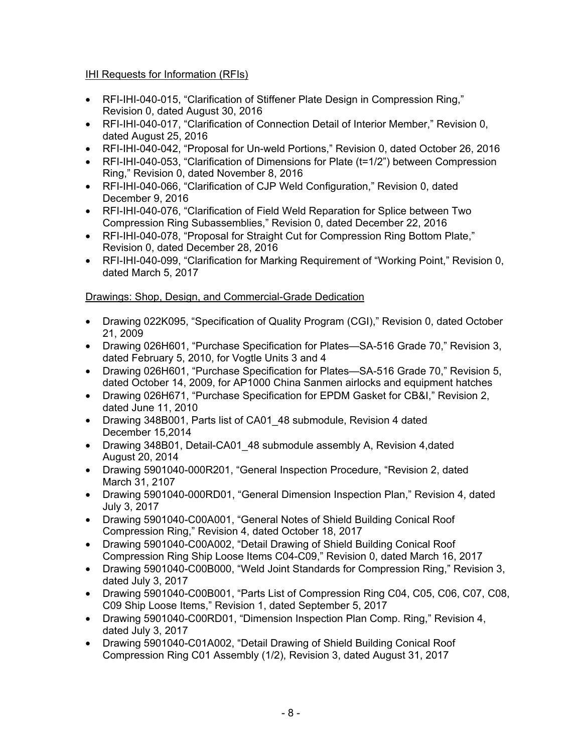IHI Requests for Information (RFIs)

- RFI-IHI-040-015, "Clarification of Stiffener Plate Design in Compression Ring," Revision 0, dated August 30, 2016
- RFI-IHI-040-017, "Clarification of Connection Detail of Interior Member," Revision 0, dated August 25, 2016
- RFI-IHI-040-042, "Proposal for Un-weld Portions," Revision 0, dated October 26, 2016
- RFI-IHI-040-053, "Clarification of Dimensions for Plate (t=1/2") between Compression Ring," Revision 0, dated November 8, 2016
- RFI-IHI-040-066, "Clarification of CJP Weld Configuration," Revision 0, dated December 9, 2016
- RFI-IHI-040-076, "Clarification of Field Weld Reparation for Splice between Two Compression Ring Subassemblies," Revision 0, dated December 22, 2016
- RFI-IHI-040-078, "Proposal for Straight Cut for Compression Ring Bottom Plate," Revision 0, dated December 28, 2016
- RFI-IHI-040-099, "Clarification for Marking Requirement of "Working Point," Revision 0, dated March 5, 2017

Drawings: Shop, Design, and Commercial-Grade Dedication

- Drawing 022K095, "Specification of Quality Program (CGI)," Revision 0, dated October 21, 2009
- Drawing 026H601, "Purchase Specification for Plates—SA-516 Grade 70," Revision 3, dated February 5, 2010, for Vogtle Units 3 and 4
- Drawing 026H601, "Purchase Specification for Plates—SA-516 Grade 70," Revision 5, dated October 14, 2009, for AP1000 China Sanmen airlocks and equipment hatches
- Drawing 026H671, "Purchase Specification for EPDM Gasket for CB&I," Revision 2, dated June 11, 2010
- Drawing 348B001, Parts list of CA01_48 submodule, Revision 4 dated December 15,2014
- Drawing 348B01, Detail-CA01_48 submodule assembly A, Revision 4,dated August 20, 2014
- Drawing 5901040-000R201, "General Inspection Procedure, "Revision 2, dated March 31, 2107
- Drawing 5901040-000RD01, "General Dimension Inspection Plan," Revision 4, dated July 3, 2017
- Drawing 5901040-C00A001, "General Notes of Shield Building Conical Roof Compression Ring," Revision 4, dated October 18, 2017
- Drawing 5901040-C00A002, "Detail Drawing of Shield Building Conical Roof Compression Ring Ship Loose Items C04-C09," Revision 0, dated March 16, 2017
- Drawing 5901040-C00B000, "Weld Joint Standards for Compression Ring," Revision 3, dated July 3, 2017
- Drawing 5901040-C00B001, "Parts List of Compression Ring C04, C05, C06, C07, C08, C09 Ship Loose Items," Revision 1, dated September 5, 2017
- Drawing 5901040-C00RD01, "Dimension Inspection Plan Comp. Ring," Revision 4, dated July 3, 2017
- Drawing 5901040-C01A002, "Detail Drawing of Shield Building Conical Roof Compression Ring C01 Assembly (1/2), Revision 3, dated August 31, 2017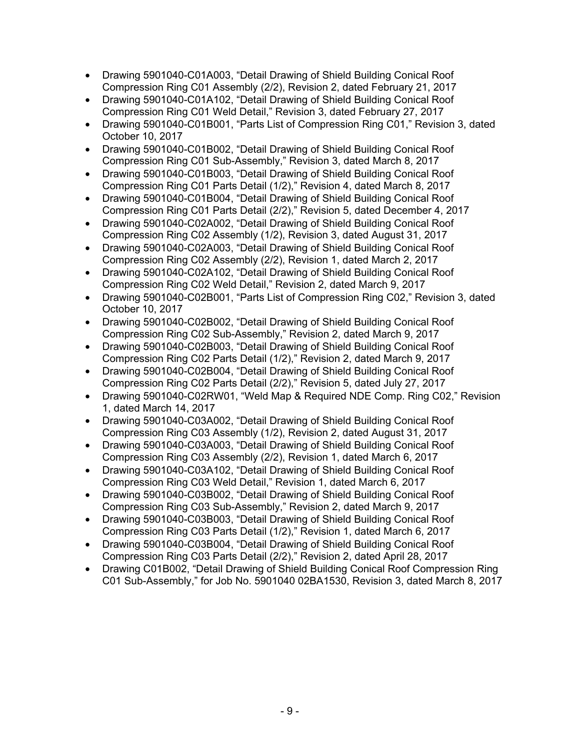- Drawing 5901040-C01A003, "Detail Drawing of Shield Building Conical Roof Compression Ring C01 Assembly (2/2), Revision 2, dated February 21, 2017
- Drawing 5901040-C01A102, "Detail Drawing of Shield Building Conical Roof Compression Ring C01 Weld Detail," Revision 3, dated February 27, 2017
- Drawing 5901040-C01B001, "Parts List of Compression Ring C01," Revision 3, dated October 10, 2017
- Drawing 5901040-C01B002, "Detail Drawing of Shield Building Conical Roof Compression Ring C01 Sub-Assembly," Revision 3, dated March 8, 2017
- Drawing 5901040-C01B003, "Detail Drawing of Shield Building Conical Roof Compression Ring C01 Parts Detail (1/2)," Revision 4, dated March 8, 2017
- Drawing 5901040-C01B004, "Detail Drawing of Shield Building Conical Roof Compression Ring C01 Parts Detail (2/2)," Revision 5, dated December 4, 2017
- Drawing 5901040-C02A002, "Detail Drawing of Shield Building Conical Roof Compression Ring C02 Assembly (1/2), Revision 3, dated August 31, 2017
- Drawing 5901040-C02A003, "Detail Drawing of Shield Building Conical Roof Compression Ring C02 Assembly (2/2), Revision 1, dated March 2, 2017
- Drawing 5901040-C02A102, "Detail Drawing of Shield Building Conical Roof Compression Ring C02 Weld Detail," Revision 2, dated March 9, 2017
- Drawing 5901040-C02B001, "Parts List of Compression Ring C02," Revision 3, dated October 10, 2017
- Drawing 5901040-C02B002, "Detail Drawing of Shield Building Conical Roof Compression Ring C02 Sub-Assembly," Revision 2, dated March 9, 2017
- Drawing 5901040-C02B003, "Detail Drawing of Shield Building Conical Roof Compression Ring C02 Parts Detail (1/2)," Revision 2, dated March 9, 2017
- Drawing 5901040-C02B004, "Detail Drawing of Shield Building Conical Roof Compression Ring C02 Parts Detail (2/2)," Revision 5, dated July 27, 2017
- Drawing 5901040-C02RW01, "Weld Map & Required NDE Comp. Ring C02," Revision 1, dated March 14, 2017
- Drawing 5901040-C03A002, "Detail Drawing of Shield Building Conical Roof Compression Ring C03 Assembly (1/2), Revision 2, dated August 31, 2017
- Drawing 5901040-C03A003, "Detail Drawing of Shield Building Conical Roof Compression Ring C03 Assembly (2/2), Revision 1, dated March 6, 2017
- Drawing 5901040-C03A102, "Detail Drawing of Shield Building Conical Roof Compression Ring C03 Weld Detail," Revision 1, dated March 6, 2017
- Drawing 5901040-C03B002, "Detail Drawing of Shield Building Conical Roof Compression Ring C03 Sub-Assembly," Revision 2, dated March 9, 2017
- Drawing 5901040-C03B003, "Detail Drawing of Shield Building Conical Roof Compression Ring C03 Parts Detail (1/2)," Revision 1, dated March 6, 2017
- Drawing 5901040-C03B004, "Detail Drawing of Shield Building Conical Roof Compression Ring C03 Parts Detail (2/2)," Revision 2, dated April 28, 2017
- Drawing C01B002, "Detail Drawing of Shield Building Conical Roof Compression Ring C01 Sub-Assembly," for Job No. 5901040 02BA1530, Revision 3, dated March 8, 2017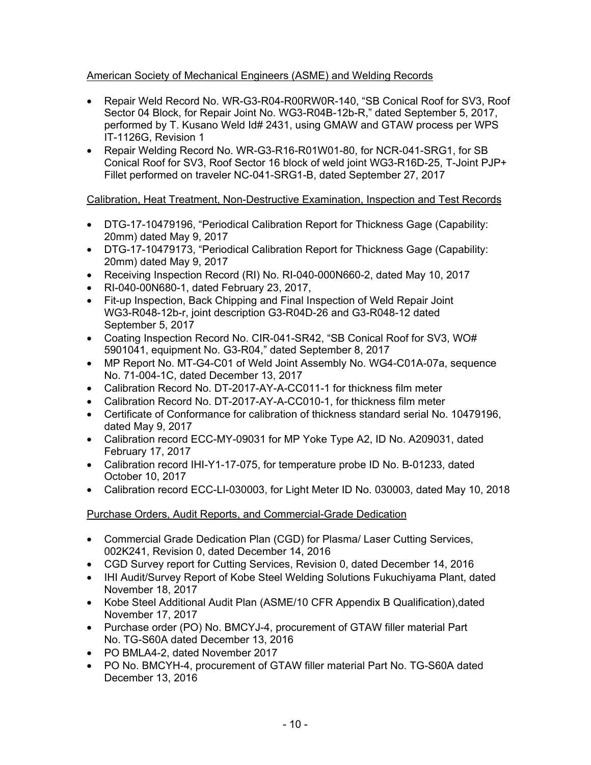American Society of Mechanical Engineers (ASME) and Welding Records

- Repair Weld Record No. WR-G3-R04-R00RW0R-140, "SB Conical Roof for SV3, Roof Sector 04 Block, for Repair Joint No. WG3-R04B-12b-R," dated September 5, 2017, performed by T. Kusano Weld Id# 2431, using GMAW and GTAW process per WPS IT-1126G, Revision 1
- Repair Welding Record No. WR-G3-R16-R01W01-80, for NCR-041-SRG1, for SB Conical Roof for SV3, Roof Sector 16 block of weld joint WG3-R16D-25, T-Joint PJP+ Fillet performed on traveler NC-041-SRG1-B, dated September 27, 2017

Calibration, Heat Treatment, Non-Destructive Examination, Inspection and Test Records

- DTG-17-10479196, "Periodical Calibration Report for Thickness Gage (Capability: 20mm) dated May 9, 2017
- DTG-17-10479173, "Periodical Calibration Report for Thickness Gage (Capability: 20mm) dated May 9, 2017
- Receiving Inspection Record (RI) No. RI-040-000N660-2, dated May 10, 2017
- RI-040-00N680-1, dated February 23, 2017,
- Fit-up Inspection, Back Chipping and Final Inspection of Weld Repair Joint WG3-R048-12b-r, joint description G3-R04D-26 and G3-R048-12 dated September 5, 2017
- Coating Inspection Record No. CIR-041-SR42, "SB Conical Roof for SV3, WO# 5901041, equipment No. G3-R04," dated September 8, 2017
- MP Report No. MT-G4-C01 of Weld Joint Assembly No. WG4-C01A-07a, sequence No. 71-004-1C, dated December 13, 2017
- Calibration Record No. DT-2017-AY-A-CC011-1 for thickness film meter
- Calibration Record No. DT-2017-AY-A-CC010-1, for thickness film meter
- Certificate of Conformance for calibration of thickness standard serial No. 10479196, dated May 9, 2017
- Calibration record ECC-MY-09031 for MP Yoke Type A2, ID No. A209031, dated February 17, 2017
- Calibration record IHI-Y1-17-075, for temperature probe ID No. B-01233, dated October 10, 2017
- Calibration record ECC-LI-030003, for Light Meter ID No. 030003, dated May 10, 2018

Purchase Orders, Audit Reports, and Commercial-Grade Dedication

- Commercial Grade Dedication Plan (CGD) for Plasma/ Laser Cutting Services, 002K241, Revision 0, dated December 14, 2016
- CGD Survey report for Cutting Services, Revision 0, dated December 14, 2016
- IHI Audit/Survey Report of Kobe Steel Welding Solutions Fukuchiyama Plant, dated November 18, 2017
- Kobe Steel Additional Audit Plan (ASME/10 CFR Appendix B Qualification),dated November 17, 2017
- Purchase order (PO) No. BMCYJ-4, procurement of GTAW filler material Part No. TG-S60A dated December 13, 2016
- PO BMLA4-2, dated November 2017
- PO No. BMCYH-4, procurement of GTAW filler material Part No. TG-S60A dated December 13, 2016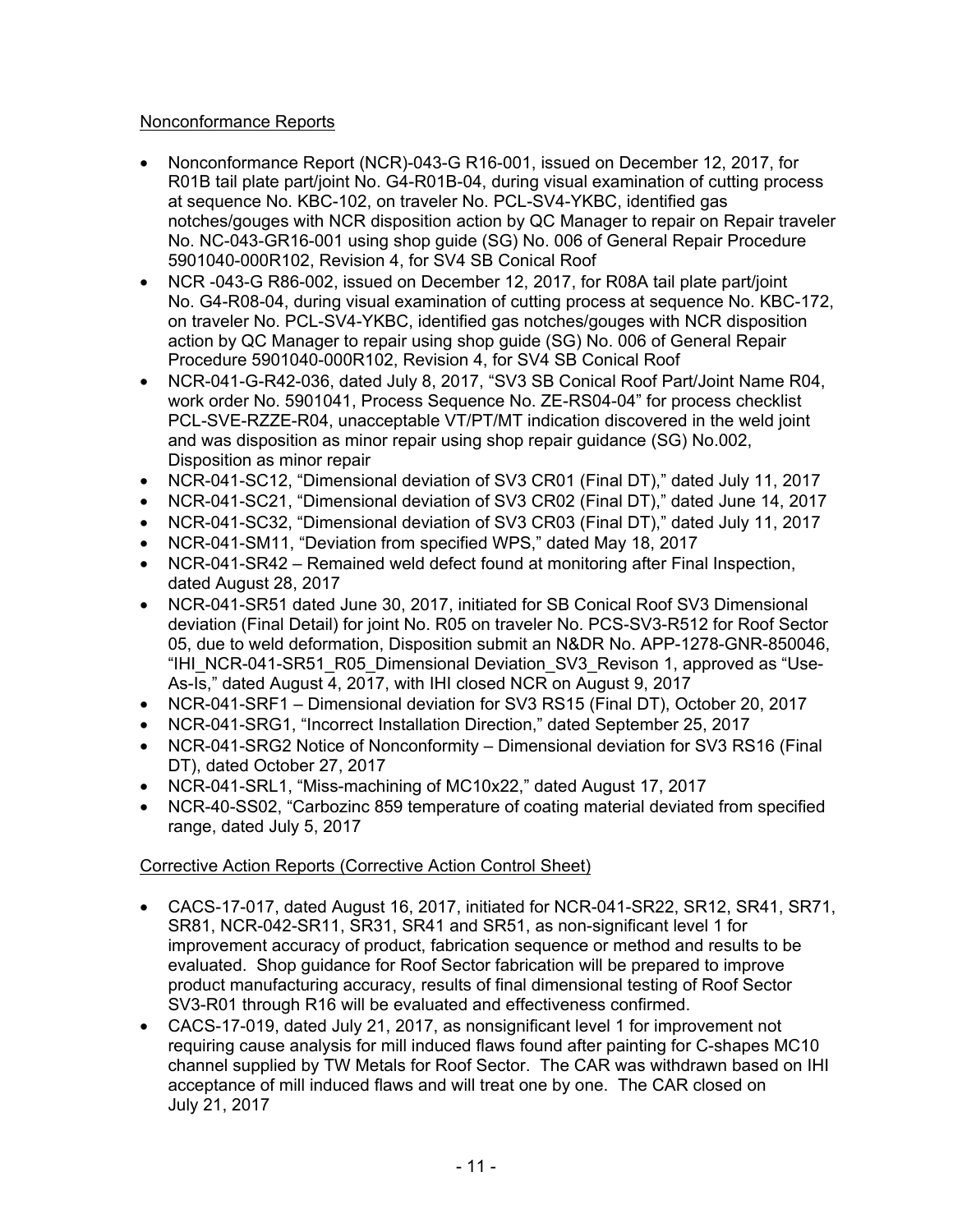Nonconformance Reports

- Nonconformance Report (NCR)-043-G R16-001, issued on December 12, 2017, for R01B tail plate part/joint No. G4-R01B-04, during visual examination of cutting process at sequence No. KBC-102, on traveler No. PCL-SV4-YKBC, identified gas notches/gouges with NCR disposition action by QC Manager to repair on Repair traveler No. NC-043-GR16-001 using shop guide (SG) No. 006 of General Repair Procedure 5901040-000R102, Revision 4, for SV4 SB Conical Roof
- NCR -043-G R86-002, issued on December 12, 2017, for R08A tail plate part/joint No. G4-R08-04, during visual examination of cutting process at sequence No. KBC-172, on traveler No. PCL-SV4-YKBC, identified gas notches/gouges with NCR disposition action by QC Manager to repair using shop guide (SG) No. 006 of General Repair Procedure 5901040-000R102, Revision 4, for SV4 SB Conical Roof
- NCR-041-G-R42-036, dated July 8, 2017, "SV3 SB Conical Roof Part/Joint Name R04, work order No. 5901041, Process Sequence No. ZE-RS04-04" for process checklist PCL-SVE-RZZE-R04, unacceptable VT/PT/MT indication discovered in the weld joint and was disposition as minor repair using shop repair guidance (SG) No.002, Disposition as minor repair
- NCR-041-SC12, "Dimensional deviation of SV3 CR01 (Final DT)," dated July 11, 2017
- NCR-041-SC21, "Dimensional deviation of SV3 CR02 (Final DT)," dated June 14, 2017
- NCR-041-SC32, "Dimensional deviation of SV3 CR03 (Final DT)," dated July 11, 2017
- NCR-041-SM11, "Deviation from specified WPS," dated May 18, 2017
- NCR-041-SR42 – Remained weld defect found at monitoring after Final Inspection, dated August 28, 2017
- NCR-041-SR51 dated June 30, 2017, initiated for SB Conical Roof SV3 Dimensional deviation (Final Detail) for joint No. R05 on traveler No. PCS-SV3-R512 for Roof Sector 05, due to weld deformation, Disposition submit an N&DR No. APP-1278-GNR-850046, "IHI_NCR-041-SR51_R05_Dimensional Deviation_SV3_Revison 1, approved as "Use-As-Is," dated August 4, 2017, with IHI closed NCR on August 9, 2017
- NCR-041-SRF1 – Dimensional deviation for SV3 RS15 (Final DT), October 20, 2017
- NCR-041-SRG1, "Incorrect Installation Direction," dated September 25, 2017
- NCR-041-SRG2 Notice of Nonconformity – Dimensional deviation for SV3 RS16 (Final DT), dated October 27, 2017
- NCR-041-SRL1, "Miss-machining of MC10x22," dated August 17, 2017
- NCR-40-SS02, "Carbozinc 859 temperature of coating material deviated from specified range, dated July 5, 2017

Corrective Action Reports (Corrective Action Control Sheet)

- CACS-17-017, dated August 16, 2017, initiated for NCR-041-SR22, SR12, SR41, SR71, SR81, NCR-042-SR11, SR31, SR41 and SR51, as non-significant level 1 for improvement accuracy of product, fabrication sequence or method and results to be evaluated. Shop guidance for Roof Sector fabrication will be prepared to improve product manufacturing accuracy, results of final dimensional testing of Roof Sector SV3-R01 through R16 will be evaluated and effectiveness confirmed.
- CACS-17-019, dated July 21, 2017, as nonsignificant level 1 for improvement not requiring cause analysis for mill induced flaws found after painting for C-shapes MC10 channel supplied by TW Metals for Roof Sector. The CAR was withdrawn based on IHI acceptance of mill induced flaws and will treat one by one. The CAR closed on July 21, 2017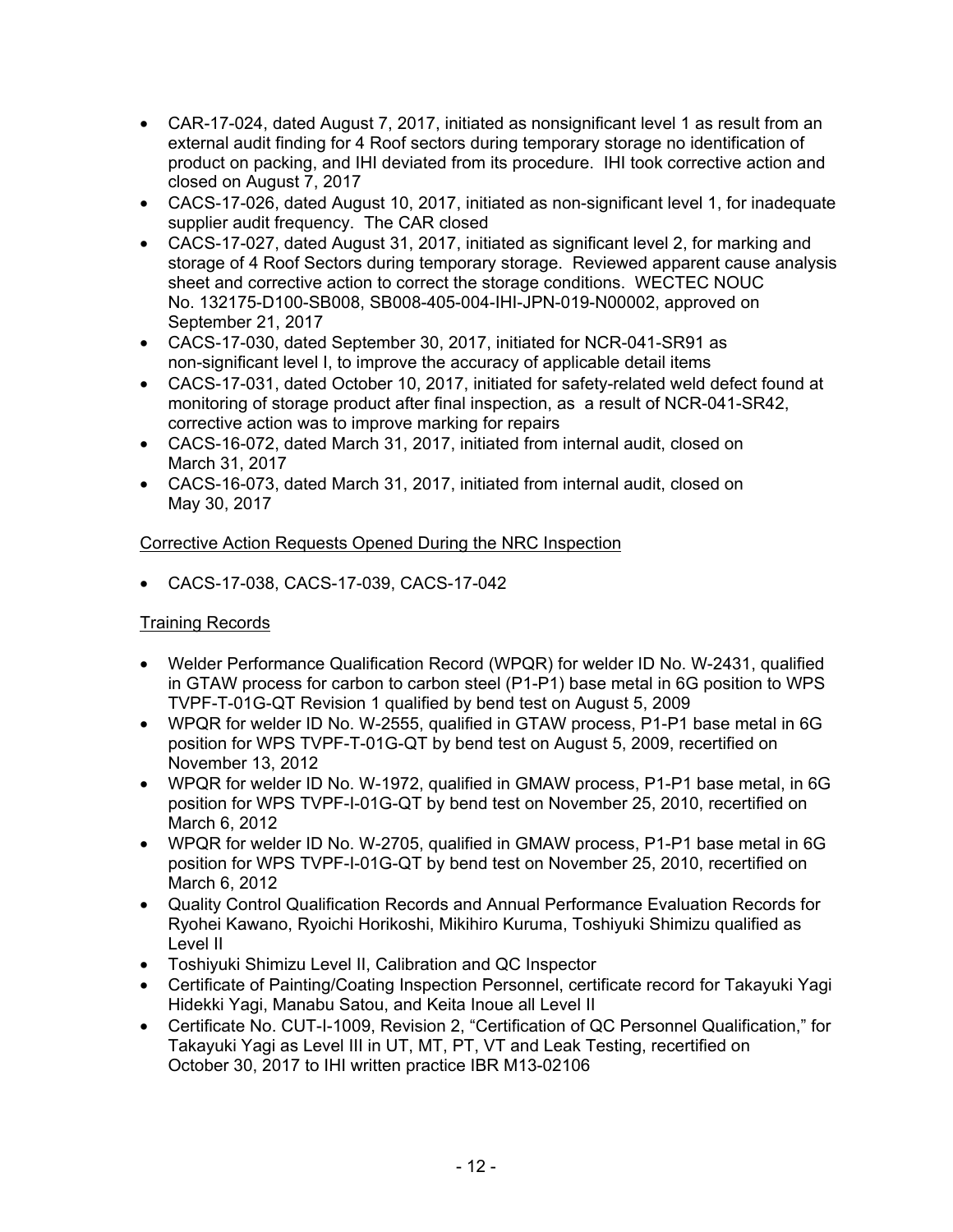- CAR-17-024, dated August 7, 2017, initiated as nonsignificant level 1 as result from an external audit finding for 4 Roof sectors during temporary storage no identification of product on packing, and IHI deviated from its procedure. IHI took corrective action and closed on August 7, 2017
- CACS-17-026, dated August 10, 2017, initiated as non-significant level 1, for inadequate supplier audit frequency. The CAR closed
- CACS-17-027, dated August 31, 2017, initiated as significant level 2, for marking and storage of 4 Roof Sectors during temporary storage. Reviewed apparent cause analysis sheet and corrective action to correct the storage conditions. WECTEC NOUC No. 132175-D100-SB008, SB008-405-004-IHI-JPN-019-N00002, approved on September 21, 2017
- CACS-17-030, dated September 30, 2017, initiated for NCR-041-SR91 as non-significant level I, to improve the accuracy of applicable detail items
- CACS-17-031, dated October 10, 2017, initiated for safety-related weld defect found at monitoring of storage product after final inspection, as a result of NCR-041-SR42, corrective action was to improve marking for repairs
- CACS-16-072, dated March 31, 2017, initiated from internal audit, closed on March 31, 2017
- CACS-16-073, dated March 31, 2017, initiated from internal audit, closed on May 30, 2017

Corrective Action Requests Opened During the NRC Inspection

- CACS-17-038, CACS-17-039, CACS-17-042

Training Records

- Welder Performance Qualification Record (WPQR) for welder ID No. W-2431, qualified in GTAW process for carbon to carbon steel (P1-P1) base metal in 6G position to WPS TVPF-T-01G-QT Revision 1 qualified by bend test on August 5, 2009
- WPQR for welder ID No. W-2555, qualified in GTAW process, P1-P1 base metal in 6G position for WPS TVPF-T-01G-QT by bend test on August 5, 2009, recertified on November 13, 2012
- WPQR for welder ID No. W-1972, qualified in GMAW process, P1-P1 base metal, in 6G position for WPS TVPF-I-01G-QT by bend test on November 25, 2010, recertified on March 6, 2012
- WPQR for welder ID No. W-2705, qualified in GMAW process, P1-P1 base metal in 6G position for WPS TVPF-I-01G-QT by bend test on November 25, 2010, recertified on March 6, 2012
- Quality Control Qualification Records and Annual Performance Evaluation Records for Ryohei Kawano, Ryoichi Horikoshi, Mikihiro Kuruma, Toshiyuki Shimizu qualified as Level II
- Toshiyuki Shimizu Level II, Calibration and QC Inspector
- Certificate of Painting/Coating Inspection Personnel, certificate record for Takayuki Yagi Hidekki Yagi, Manabu Satou, and Keita Inoue all Level II
- Certificate No. CUT-I-1009, Revision 2, "Certification of QC Personnel Qualification," for Takayuki Yagi as Level III in UT, MT, PT, VT and Leak Testing, recertified on October 30, 2017 to IHI written practice IBR M13-02106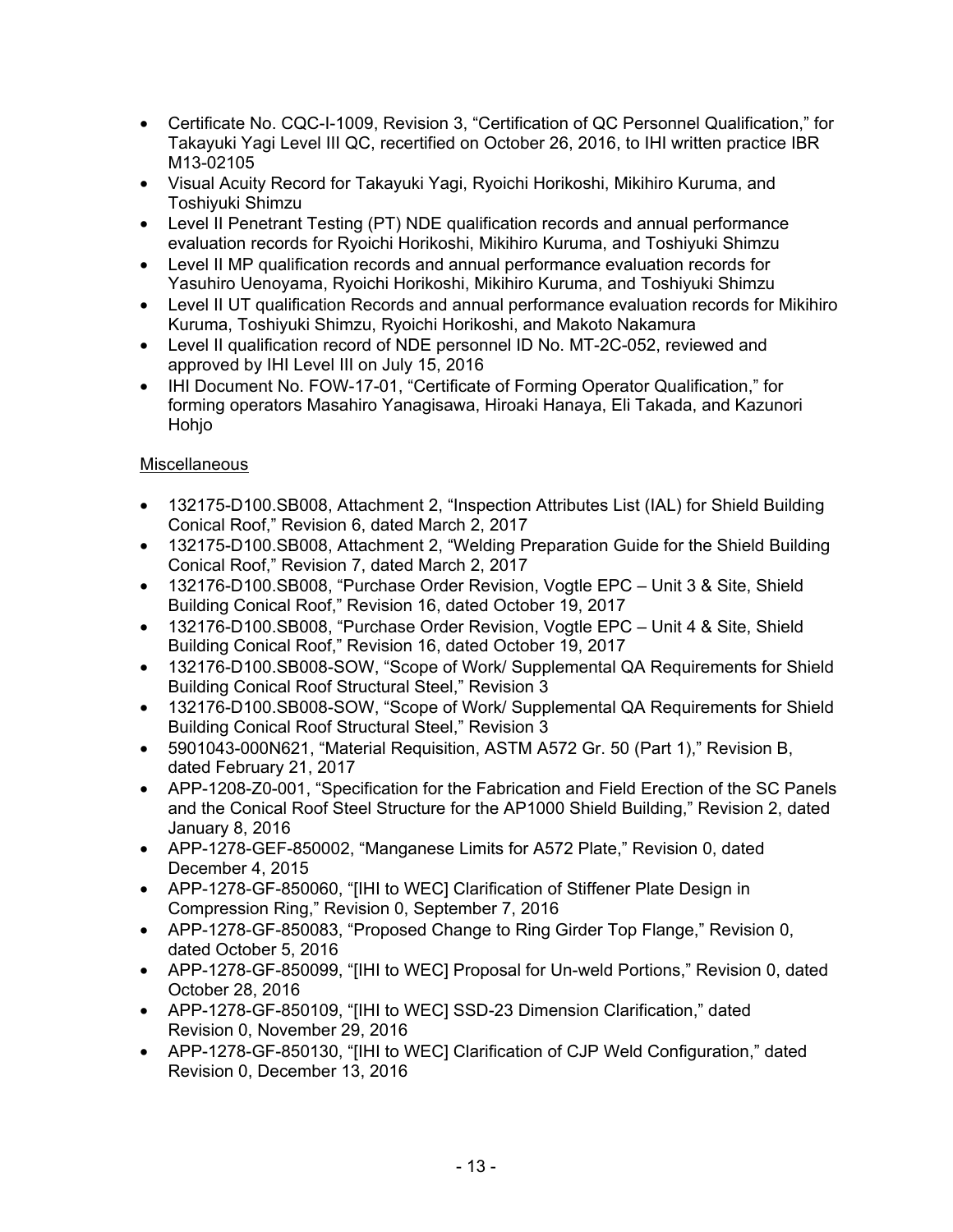- Certificate No. CQC-I-1009, Revision 3, "Certification of QC Personnel Qualification," for Takayuki Yagi Level III QC, recertified on October 26, 2016, to IHI written practice IBR M13-02105
- Visual Acuity Record for Takayuki Yagi, Ryoichi Horikoshi, Mikihiro Kuruma, and Toshiyuki Shimzu
- Level II Penetrant Testing (PT) NDE qualification records and annual performance evaluation records for Ryoichi Horikoshi, Mikihiro Kuruma, and Toshiyuki Shimzu
- Level II MP qualification records and annual performance evaluation records for Yasuhiro Uenoyama, Ryoichi Horikoshi, Mikihiro Kuruma, and Toshiyuki Shimzu
- Level II UT qualification Records and annual performance evaluation records for Mikihiro Kuruma, Toshiyuki Shimzu, Ryoichi Horikoshi, and Makoto Nakamura
- Level II qualification record of NDE personnel ID No. MT-2C-052, reviewed and approved by IHI Level III on July 15, 2016
- IHI Document No. FOW-17-01, "Certificate of Forming Operator Qualification," for forming operators Masahiro Yanagisawa, Hiroaki Hanaya, Eli Takada, and Kazunori Hohjo

Miscellaneous

- 132175-D100.SB008, Attachment 2, "Inspection Attributes List (IAL) for Shield Building Conical Roof," Revision 6, dated March 2, 2017
- 132175-D100.SB008, Attachment 2, "Welding Preparation Guide for the Shield Building Conical Roof," Revision 7, dated March 2, 2017
- 132176-D100.SB008, "Purchase Order Revision, Vogtle EPC – Unit 3 & Site, Shield Building Conical Roof," Revision 16, dated October 19, 2017
- 132176-D100.SB008, "Purchase Order Revision, Vogtle EPC – Unit 4 & Site, Shield Building Conical Roof," Revision 16, dated October 19, 2017
- 132176-D100.SB008-SOW, "Scope of Work/ Supplemental QA Requirements for Shield Building Conical Roof Structural Steel," Revision 3
- 132176-D100.SB008-SOW, "Scope of Work/ Supplemental QA Requirements for Shield Building Conical Roof Structural Steel," Revision 3
- 5901043-000N621, "Material Requisition, ASTM A572 Gr. 50 (Part 1)," Revision B, dated February 21, 2017
- APP-1208-Z0-001, "Specification for the Fabrication and Field Erection of the SC Panels and the Conical Roof Steel Structure for the AP1000 Shield Building," Revision 2, dated January 8, 2016
- APP-1278-GEF-850002, "Manganese Limits for A572 Plate," Revision 0, dated December 4, 2015
- APP-1278-GF-850060, "[IHI to WEC] Clarification of Stiffener Plate Design in Compression Ring," Revision 0, September 7, 2016
- APP-1278-GF-850083, "Proposed Change to Ring Girder Top Flange," Revision 0, dated October 5, 2016
- APP-1278-GF-850099, "[IHI to WEC] Proposal for Un-weld Portions," Revision 0, dated October 28, 2016
- APP-1278-GF-850109, "[IHI to WEC] SSD-23 Dimension Clarification," dated Revision 0, November 29, 2016
- APP-1278-GF-850130, "[IHI to WEC] Clarification of CJP Weld Configuration," dated Revision 0, December 13, 2016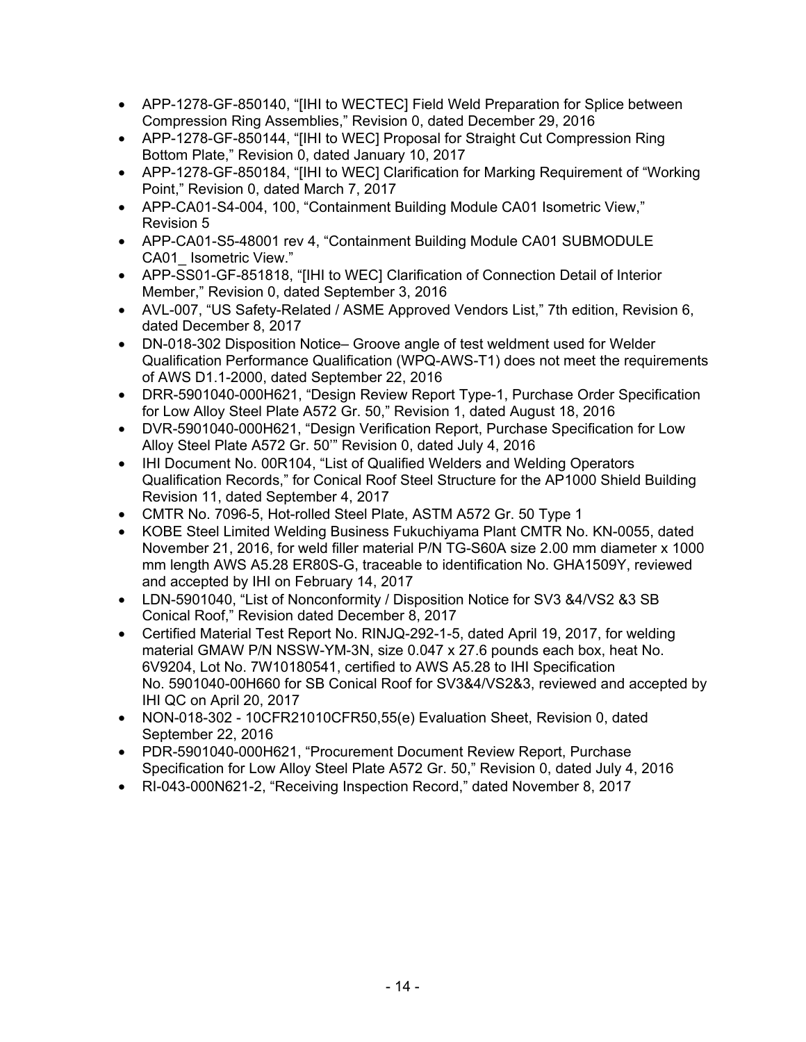- APP-1278-GF-850140, "[IHI to WECTEC] Field Weld Preparation for Splice between Compression Ring Assemblies," Revision 0, dated December 29, 2016
- APP-1278-GF-850144, "[IHI to WEC] Proposal for Straight Cut Compression Ring Bottom Plate," Revision 0, dated January 10, 2017
- APP-1278-GF-850184, "[IHI to WEC] Clarification for Marking Requirement of "Working Point," Revision 0, dated March 7, 2017
- APP-CA01-S4-004, 100, "Containment Building Module CA01 Isometric View," Revision 5
- APP-CA01-S5-48001 rev 4, "Containment Building Module CA01 SUBMODULE CA01_ Isometric View."
- APP-SS01-GF-851818, "[IHI to WEC] Clarification of Connection Detail of Interior Member," Revision 0, dated September 3, 2016
- AVL-007, "US Safety-Related / ASME Approved Vendors List," 7th edition, Revision 6, dated December 8, 2017
- DN-018-302 Disposition Notice– Groove angle of test weldment used for Welder Qualification Performance Qualification (WPQ-AWS-T1) does not meet the requirements of AWS D1.1-2000, dated September 22, 2016
- DRR-5901040-000H621, "Design Review Report Type-1, Purchase Order Specification for Low Alloy Steel Plate A572 Gr. 50," Revision 1, dated August 18, 2016
- DVR-5901040-000H621, "Design Verification Report, Purchase Specification for Low Alloy Steel Plate A572 Gr. 50'" Revision 0, dated July 4, 2016
- IHI Document No. 00R104, "List of Qualified Welders and Welding Operators Qualification Records," for Conical Roof Steel Structure for the AP1000 Shield Building Revision 11, dated September 4, 2017
- CMTR No. 7096-5, Hot-rolled Steel Plate, ASTM A572 Gr. 50 Type 1
- KOBE Steel Limited Welding Business Fukuchiyama Plant CMTR No. KN-0055, dated November 21, 2016, for weld filler material P/N TG-S60A size 2.00 mm diameter x 1000 mm length AWS A5.28 ER80S-G, traceable to identification No. GHA1509Y, reviewed and accepted by IHI on February 14, 2017
- LDN-5901040, "List of Nonconformity / Disposition Notice for SV3 &4/VS2 &3 SB Conical Roof," Revision dated December 8, 2017
- Certified Material Test Report No. RINJQ-292-1-5, dated April 19, 2017, for welding material GMAW P/N NSSW-YM-3N, size 0.047 x 27.6 pounds each box, heat No. 6V9204, Lot No. 7W10180541, certified to AWS A5.28 to IHI Specification No. 5901040-00H660 for SB Conical Roof for SV3&4/VS2&3, reviewed and accepted by IHI QC on April 20, 2017
- NON-018-302 - 10CFR21010CFR50,55(e) Evaluation Sheet, Revision 0, dated September 22, 2016
- PDR-5901040-000H621, "Procurement Document Review Report, Purchase Specification for Low Alloy Steel Plate A572 Gr. 50," Revision 0, dated July 4, 2016
- RI-043-000N621-2, "Receiving Inspection Record," dated November 8, 2017